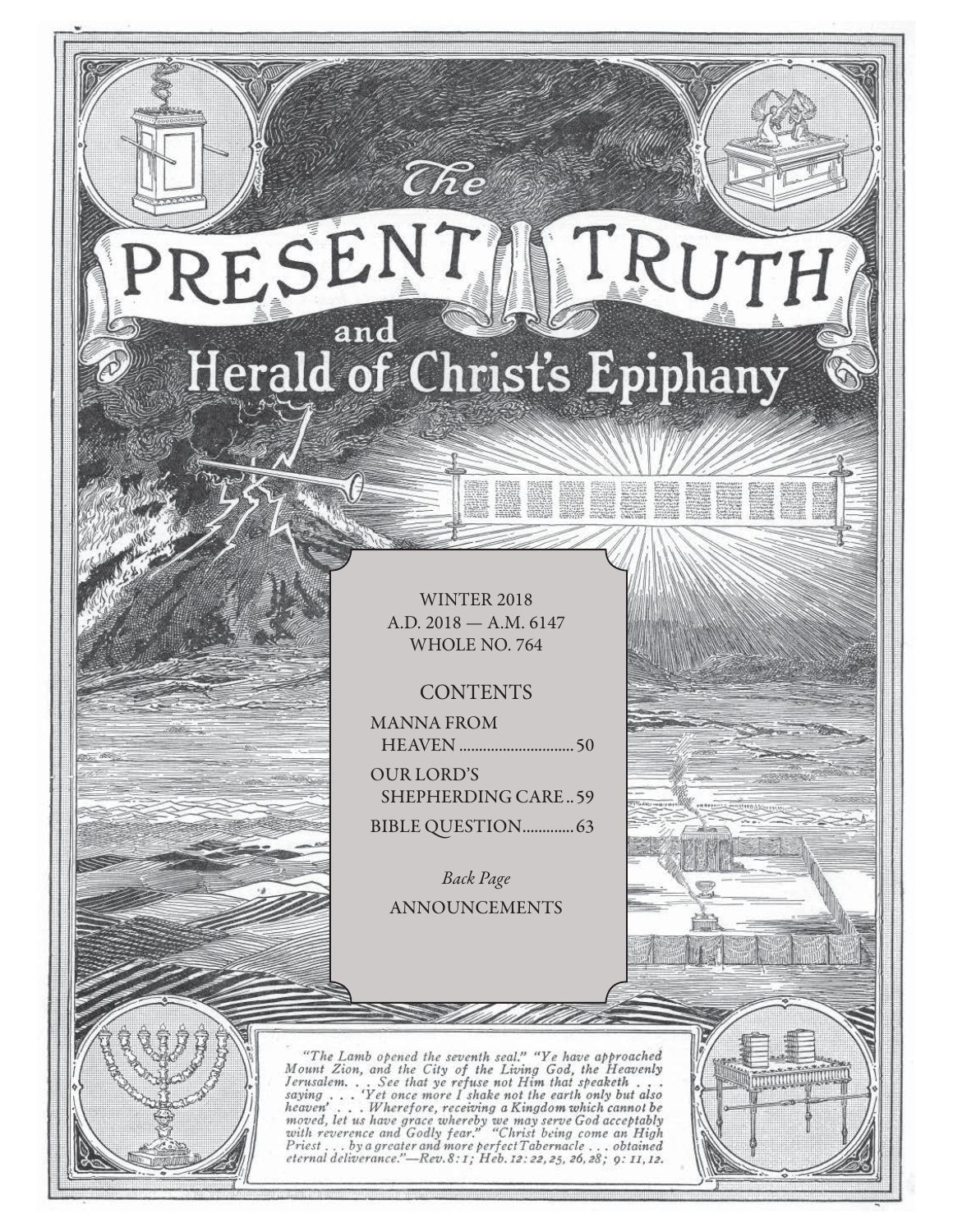# The PRESENT TRUTH and Herald of Christ's Epiphany

WINTER 2018
A.D. 2018 — A.M. 6147
WHOLE NO. 764

## CONTENTS

MANNA FROM HEAVEN ............................. 50

OUR LORD'S SHEPHERDING CARE .. 59

BIBLE QUESTION............. 63

*Back Page*

ANNOUNCEMENTS

*"The Lamb opened the seventh seal." "Ye have approached Mount Zion, and the City of the Living God, the Heavenly Jerusalem. . . See that ye refuse not Him that speaketh . . . saying . . . 'Yet once more I shake not the earth only but also heaven' . . . Wherefore, receiving a Kingdom which cannot be moved, let us have grace whereby we may serve God acceptably with reverence and Godly fear." "Christ being come an High Priest . . . by a greater and more perfect Tabernacle . . . obtained eternal deliverance."—Rev. 8: 1; Heb. 12: 22, 25, 26, 28; 9: 11, 12.*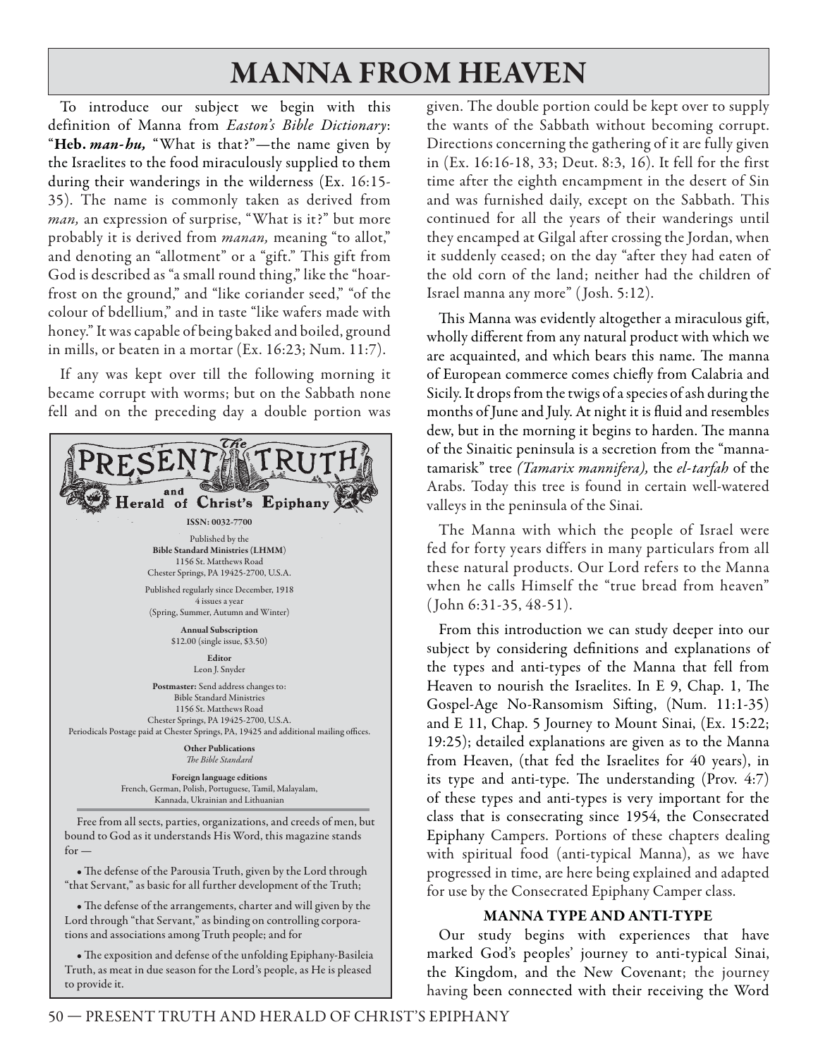# MANNA FROM HEAVEN

To introduce our subject we begin with this definition of Manna from *Easton's Bible Dictionary*: "**Heb.** ***man-hu,*** "What is that?"—the name given by the Israelites to the food miraculously supplied to them during their wanderings in the wilderness (Ex. 16:15-35). The name is commonly taken as derived from *man,* an expression of surprise, "What is it?" but more probably it is derived from *manan,* meaning "to allot," and denoting an "allotment" or a "gift." This gift from God is described as "a small round thing," like the "hoar-frost on the ground," and "like coriander seed," "of the colour of bdellium," and in taste "like wafers made with honey." It was capable of being baked and boiled, ground in mills, or beaten in a mortar (Ex. 16:23; Num. 11:7).

If any was kept over till the following morning it became corrupt with worms; but on the Sabbath none fell and on the preceding day a double portion was given. The double portion could be kept over to supply the wants of the Sabbath without becoming corrupt. Directions concerning the gathering of it are fully given in (Ex. 16:16-18, 33; Deut. 8:3, 16). It fell for the first time after the eighth encampment in the desert of Sin and was furnished daily, except on the Sabbath. This continued for all the years of their wanderings until they encamped at Gilgal after crossing the Jordan, when it suddenly ceased; on the day "after they had eaten of the old corn of the land; neither had the children of Israel manna any more" (Josh. 5:12).

This Manna was evidently altogether a miraculous gift, wholly different from any natural product with which we are acquainted, and which bears this name. The manna of European commerce comes chiefly from Calabria and Sicily. It drops from the twigs of a species of ash during the months of June and July. At night it is fluid and resembles dew, but in the morning it begins to harden. The manna of the Sinaitic peninsula is a secretion from the "manna-tamarisk" tree *(Tamarix mannifera),* the *el-tarfah* of the Arabs. Today this tree is found in certain well-watered valleys in the peninsula of the Sinai.

The Manna with which the people of Israel were fed for forty years differs in many particulars from all these natural products. Our Lord refers to the Manna when he calls Himself the "true bread from heaven" (John 6:31-35, 48-51).

From this introduction we can study deeper into our subject by considering definitions and explanations of the types and anti-types of the Manna that fell from Heaven to nourish the Israelites. In E 9, Chap. 1, The Gospel-Age No-Ransomism Sifting, (Num. 11:1-35) and E 11, Chap. 5 Journey to Mount Sinai, (Ex. 15:22; 19:25); detailed explanations are given as to the Manna from Heaven, (that fed the Israelites for 40 years), in its type and anti-type. The understanding (Prov. 4:7) of these types and anti-types is very important for the class that is consecrating since 1954, the Consecrated Epiphany Campers. Portions of these chapters dealing with spiritual food (anti-typical Manna), as we have progressed in time, are here being explained and adapted for use by the Consecrated Epiphany Camper class.

---

**The PRESENT TRUTH and Herald of Christ's Epiphany**

ISSN: 0032-7700

Published by the
**Bible Standard Ministries (LHMM)**
1156 St. Matthews Road
Chester Springs, PA 19425-2700, U.S.A.

Published regularly since December, 1918
4 issues a year
(Spring, Summer, Autumn and Winter)

**Annual Subscription**
$12.00 (single issue, $3.50)

**Editor**
Leon J. Snyder

**Postmaster:** Send address changes to:
Bible Standard Ministries
1156 St. Matthews Road
Chester Springs, PA 19425-2700, U.S.A.
Periodicals Postage paid at Chester Springs, PA, 19425 and additional mailing offices.

**Other Publications**
*The Bible Standard*

**Foreign language editions**
French, German, Polish, Portuguese, Tamil, Malayalam, Kannada, Ukrainian and Lithuanian

Free from all sects, parties, organizations, and creeds of men, but bound to God as it understands His Word, this magazine stands for —

- The defense of the Parousia Truth, given by the Lord through "that Servant," as basic for all further development of the Truth;
- The defense of the arrangements, charter and will given by the Lord through "that Servant," as binding on controlling corporations and associations among Truth people; and for
- The exposition and defense of the unfolding Epiphany-Basileia Truth, as meat in due season for the Lord's people, as He is pleased to provide it.

---

### MANNA TYPE AND ANTI-TYPE

Our study begins with experiences that have marked God's peoples' journey to anti-typical Sinai, the Kingdom, and the New Covenant; the journey having been connected with their receiving the Word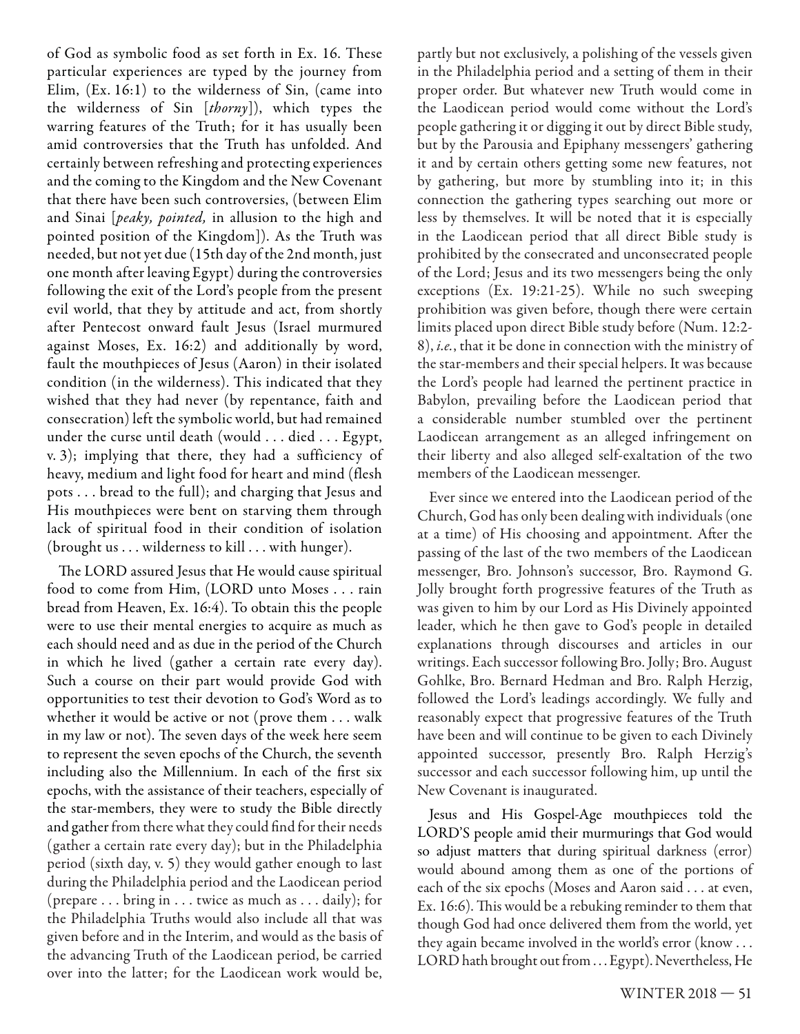of God as symbolic food as set forth in Ex. 16. These particular experiences are typed by the journey from Elim, (Ex. 16:1) to the wilderness of Sin, (came into the wilderness of Sin [*thorny*]), which types the warring features of the Truth; for it has usually been amid controversies that the Truth has unfolded. And certainly between refreshing and protecting experiences and the coming to the Kingdom and the New Covenant that there have been such controversies, (between Elim and Sinai [*peaky, pointed,* in allusion to the high and pointed position of the Kingdom]). As the Truth was needed, but not yet due (15th day of the 2nd month, just one month after leaving Egypt) during the controversies following the exit of the Lord's people from the present evil world, that they by attitude and act, from shortly after Pentecost onward fault Jesus (Israel murmured against Moses, Ex. 16:2) and additionally by word, fault the mouthpieces of Jesus (Aaron) in their isolated condition (in the wilderness). This indicated that they wished that they had never (by repentance, faith and consecration) left the symbolic world, but had remained under the curse until death (would . . . died . . . Egypt, v. 3); implying that there, they had a sufficiency of heavy, medium and light food for heart and mind (flesh pots . . . bread to the full); and charging that Jesus and His mouthpieces were bent on starving them through lack of spiritual food in their condition of isolation (brought us . . . wilderness to kill . . . with hunger).

The LORD assured Jesus that He would cause spiritual food to come from Him, (LORD unto Moses . . . rain bread from Heaven, Ex. 16:4). To obtain this the people were to use their mental energies to acquire as much as each should need and as due in the period of the Church in which he lived (gather a certain rate every day). Such a course on their part would provide God with opportunities to test their devotion to God's Word as to whether it would be active or not (prove them . . . walk in my law or not). The seven days of the week here seem to represent the seven epochs of the Church, the seventh including also the Millennium. In each of the first six epochs, with the assistance of their teachers, especially of the star-members, they were to study the Bible directly and gather from there what they could find for their needs (gather a certain rate every day); but in the Philadelphia period (sixth day, v. 5) they would gather enough to last during the Philadelphia period and the Laodicean period (prepare . . . bring in . . . twice as much as . . . daily); for the Philadelphia Truths would also include all that was given before and in the Interim, and would as the basis of the advancing Truth of the Laodicean period, be carried over into the latter; for the Laodicean work would be, partly but not exclusively, a polishing of the vessels given in the Philadelphia period and a setting of them in their proper order. But whatever new Truth would come in the Laodicean period would come without the Lord's people gathering it or digging it out by direct Bible study, but by the Parousia and Epiphany messengers' gathering it and by certain others getting some new features, not by gathering, but more by stumbling into it; in this connection the gathering types searching out more or less by themselves. It will be noted that it is especially in the Laodicean period that all direct Bible study is prohibited by the consecrated and unconsecrated people of the Lord; Jesus and its two messengers being the only exceptions (Ex. 19:21-25). While no such sweeping prohibition was given before, though there were certain limits placed upon direct Bible study before (Num. 12:2-8), *i.e.*, that it be done in connection with the ministry of the star-members and their special helpers. It was because the Lord's people had learned the pertinent practice in Babylon, prevailing before the Laodicean period that a considerable number stumbled over the pertinent Laodicean arrangement as an alleged infringement on their liberty and also alleged self-exaltation of the two members of the Laodicean messenger.

Ever since we entered into the Laodicean period of the Church, God has only been dealing with individuals (one at a time) of His choosing and appointment. After the passing of the last of the two members of the Laodicean messenger, Bro. Johnson's successor, Bro. Raymond G. Jolly brought forth progressive features of the Truth as was given to him by our Lord as His Divinely appointed leader, which he then gave to God's people in detailed explanations through discourses and articles in our writings. Each successor following Bro. Jolly; Bro. August Gohlke, Bro. Bernard Hedman and Bro. Ralph Herzig, followed the Lord's leadings accordingly. We fully and reasonably expect that progressive features of the Truth have been and will continue to be given to each Divinely appointed successor, presently Bro. Ralph Herzig's successor and each successor following him, up until the New Covenant is inaugurated.

Jesus and His Gospel-Age mouthpieces told the LORD'S people amid their murmurings that God would so adjust matters that during spiritual darkness (error) would abound among them as one of the portions of each of the six epochs (Moses and Aaron said . . . at even, Ex. 16:6). This would be a rebuking reminder to them that though God had once delivered them from the world, yet they again became involved in the world's error (know . . . LORD hath brought out from . . . Egypt). Nevertheless, He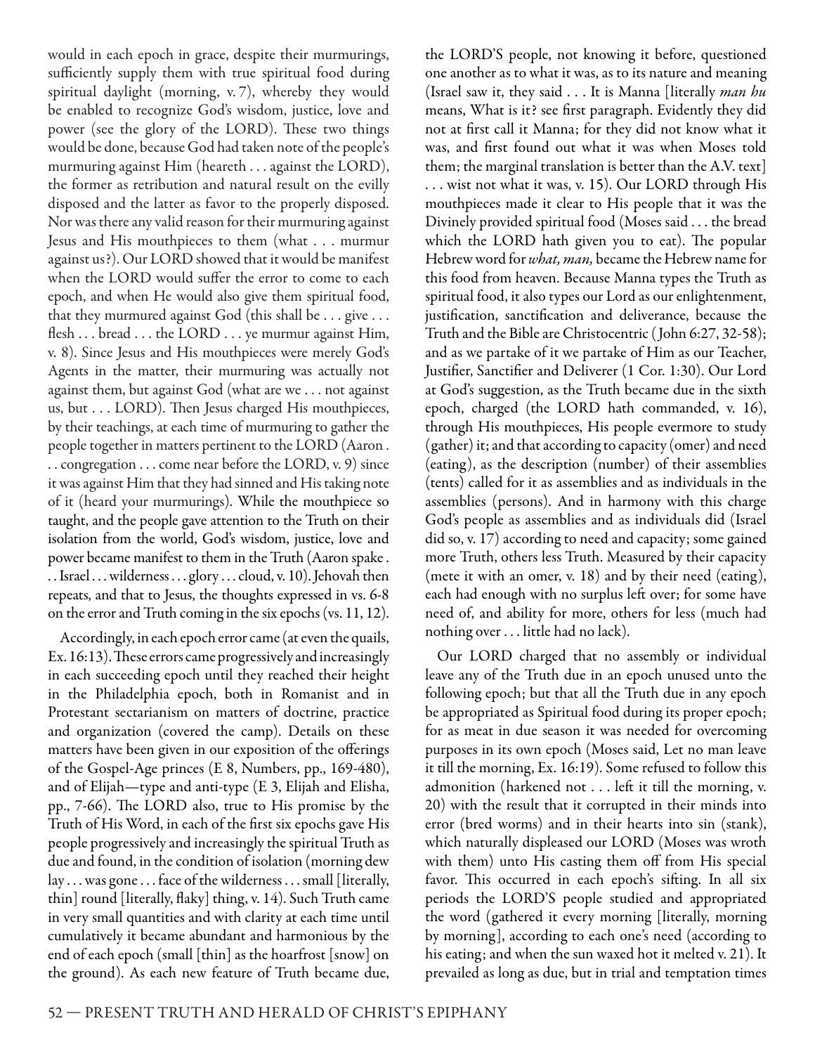would in each epoch in grace, despite their murmurings, sufficiently supply them with true spiritual food during spiritual daylight (morning, v. 7), whereby they would be enabled to recognize God's wisdom, justice, love and power (see the glory of the LORD). These two things would be done, because God had taken note of the people's murmuring against Him (heareth . . . against the LORD), the former as retribution and natural result on the evilly disposed and the latter as favor to the properly disposed. Nor was there any valid reason for their murmuring against Jesus and His mouthpieces to them (what . . . murmur against us?). Our LORD showed that it would be manifest when the LORD would suffer the error to come to each epoch, and when He would also give them spiritual food, that they murmured against God (this shall be . . . give . . . flesh . . . bread . . . the LORD . . . ye murmur against Him, v. 8). Since Jesus and His mouthpieces were merely God's Agents in the matter, their murmuring was actually not against them, but against God (what are we . . . not against us, but . . . LORD). Then Jesus charged His mouthpieces, by their teachings, at each time of murmuring to gather the people together in matters pertinent to the LORD (Aaron . . . congregation . . . come near before the LORD, v. 9) since it was against Him that they had sinned and His taking note of it (heard your murmurings). While the mouthpiece so taught, and the people gave attention to the Truth on their isolation from the world, God's wisdom, justice, love and power became manifest to them in the Truth (Aaron spake . . . Israel . . . wilderness . . . glory . . . cloud, v. 10). Jehovah then repeats, and that to Jesus, the thoughts expressed in vs. 6-8 on the error and Truth coming in the six epochs (vs. 11, 12).

Accordingly, in each epoch error came (at even the quails, Ex. 16:13). These errors came progressively and increasingly in each succeeding epoch until they reached their height in the Philadelphia epoch, both in Romanist and in Protestant sectarianism on matters of doctrine, practice and organization (covered the camp). Details on these matters have been given in our exposition of the offerings of the Gospel-Age princes (E 8, Numbers, pp., 169-480), and of Elijah—type and anti-type (E 3, Elijah and Elisha, pp., 7-66). The LORD also, true to His promise by the Truth of His Word, in each of the first six epochs gave His people progressively and increasingly the spiritual Truth as due and found, in the condition of isolation (morning dew lay . . . was gone . . . face of the wilderness . . . small [literally, thin] round [literally, flaky] thing, v. 14). Such Truth came in very small quantities and with clarity at each time until cumulatively it became abundant and harmonious by the end of each epoch (small [thin] as the hoarfrost [snow] on the ground). As each new feature of Truth became due, the LORD'S people, not knowing it before, questioned one another as to what it was, as to its nature and meaning (Israel saw it, they said . . . It is Manna [literally *man hu* means, What is it? see first paragraph. Evidently they did not at first call it Manna; for they did not know what it was, and first found out what it was when Moses told them; the marginal translation is better than the A.V. text] . . . wist not what it was, v. 15). Our LORD through His mouthpieces made it clear to His people that it was the Divinely provided spiritual food (Moses said . . . the bread which the LORD hath given you to eat). The popular Hebrew word for *what, man,* became the Hebrew name for this food from heaven. Because Manna types the Truth as spiritual food, it also types our Lord as our enlightenment, justification, sanctification and deliverance, because the Truth and the Bible are Christocentric (John 6:27, 32-58); and as we partake of it we partake of Him as our Teacher, Justifier, Sanctifier and Deliverer (1 Cor. 1:30). Our Lord at God's suggestion, as the Truth became due in the sixth epoch, charged (the LORD hath commanded, v. 16), through His mouthpieces, His people evermore to study (gather) it; and that according to capacity (omer) and need (eating), as the description (number) of their assemblies (tents) called for it as assemblies and as individuals in the assemblies (persons). And in harmony with this charge God's people as assemblies and as individuals did (Israel did so, v. 17) according to need and capacity; some gained more Truth, others less Truth. Measured by their capacity (mete it with an omer, v. 18) and by their need (eating), each had enough with no surplus left over; for some have need of, and ability for more, others for less (much had nothing over . . . little had no lack).

Our LORD charged that no assembly or individual leave any of the Truth due in an epoch unused unto the following epoch; but that all the Truth due in any epoch be appropriated as Spiritual food during its proper epoch; for as meat in due season it was needed for overcoming purposes in its own epoch (Moses said, Let no man leave it till the morning, Ex. 16:19). Some refused to follow this admonition (harkened not . . . left it till the morning, v. 20) with the result that it corrupted in their minds into error (bred worms) and in their hearts into sin (stank), which naturally displeased our LORD (Moses was wroth with them) unto His casting them off from His special favor. This occurred in each epoch's sifting. In all six periods the LORD'S people studied and appropriated the word (gathered it every morning [literally, morning by morning], according to each one's need (according to his eating; and when the sun waxed hot it melted v. 21). It prevailed as long as due, but in trial and temptation times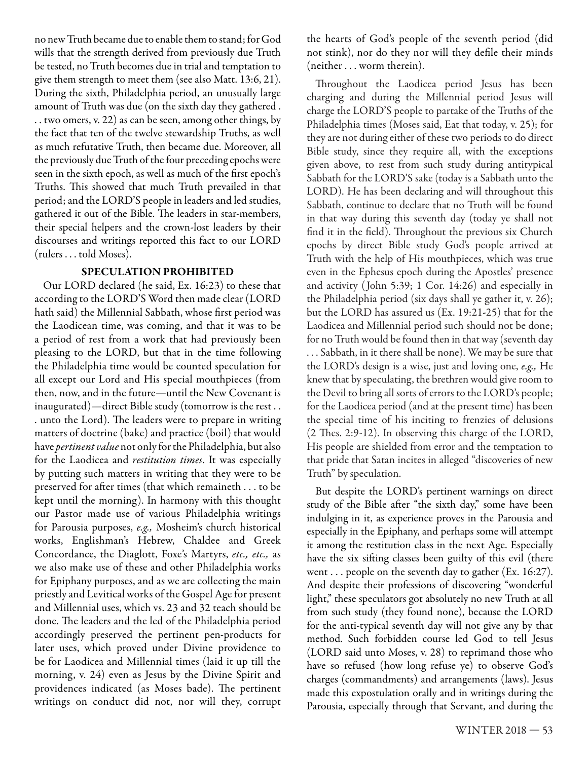no new Truth became due to enable them to stand; for God wills that the strength derived from previously due Truth be tested, no Truth becomes due in trial and temptation to give them strength to meet them (see also Matt. 13:6, 21). During the sixth, Philadelphia period, an unusually large amount of Truth was due (on the sixth day they gathered . . . two omers, v. 22) as can be seen, among other things, by the fact that ten of the twelve stewardship Truths, as well as much refutative Truth, then became due. Moreover, all the previously due Truth of the four preceding epochs were seen in the sixth epoch, as well as much of the first epoch's Truths. This showed that much Truth prevailed in that period; and the LORD'S people in leaders and led studies, gathered it out of the Bible. The leaders in star-members, their special helpers and the crown-lost leaders by their discourses and writings reported this fact to our LORD (rulers . . . told Moses).

## SPECULATION PROHIBITED

Our LORD declared (he said, Ex. 16:23) to these that according to the LORD'S Word then made clear (LORD hath said) the Millennial Sabbath, whose first period was the Laodicean time, was coming, and that it was to be a period of rest from a work that had previously been pleasing to the LORD, but that in the time following the Philadelphia time would be counted speculation for all except our Lord and His special mouthpieces (from then, now, and in the future—until the New Covenant is inaugurated)—direct Bible study (tomorrow is the rest . . . unto the Lord). The leaders were to prepare in writing matters of doctrine (bake) and practice (boil) that would have *pertinent value* not only for the Philadelphia, but also for the Laodicea and *restitution times*. It was especially by putting such matters in writing that they were to be preserved for after times (that which remaineth . . . to be kept until the morning). In harmony with this thought our Pastor made use of various Philadelphia writings for Parousia purposes, *e.g.,* Mosheim's church historical works, Englishman's Hebrew, Chaldee and Greek Concordance, the Diaglott, Foxe's Martyrs, *etc., etc.,* as we also make use of these and other Philadelphia works for Epiphany purposes, and as we are collecting the main priestly and Levitical works of the Gospel Age for present and Millennial uses, which vs. 23 and 32 teach should be done. The leaders and the led of the Philadelphia period accordingly preserved the pertinent pen-products for later uses, which proved under Divine providence to be for Laodicea and Millennial times (laid it up till the morning, v. 24) even as Jesus by the Divine Spirit and providences indicated (as Moses bade). The pertinent writings on conduct did not, nor will they, corrupt the hearts of God's people of the seventh period (did not stink), nor do they nor will they defile their minds (neither . . . worm therein).

Throughout the Laodicea period Jesus has been charging and during the Millennial period Jesus will charge the LORD'S people to partake of the Truths of the Philadelphia times (Moses said, Eat that today, v. 25); for they are not during either of these two periods to do direct Bible study, since they require all, with the exceptions given above, to rest from such study during antitypical Sabbath for the LORD'S sake (today is a Sabbath unto the LORD). He has been declaring and will throughout this Sabbath, continue to declare that no Truth will be found in that way during this seventh day (today ye shall not find it in the field). Throughout the previous six Church epochs by direct Bible study God's people arrived at Truth with the help of His mouthpieces, which was true even in the Ephesus epoch during the Apostles' presence and activity (John 5:39; 1 Cor. 14:26) and especially in the Philadelphia period (six days shall ye gather it, v. 26); but the LORD has assured us (Ex. 19:21-25) that for the Laodicea and Millennial period such should not be done; for no Truth would be found then in that way (seventh day . . . Sabbath, in it there shall be none). We may be sure that the LORD's design is a wise, just and loving one, *e.g.,* He knew that by speculating, the brethren would give room to the Devil to bring all sorts of errors to the LORD's people; for the Laodicea period (and at the present time) has been the special time of his inciting to frenzies of delusions (2 Thes. 2:9-12). In observing this charge of the LORD, His people are shielded from error and the temptation to that pride that Satan incites in alleged "discoveries of new Truth" by speculation.

But despite the LORD's pertinent warnings on direct study of the Bible after "the sixth day," some have been indulging in it, as experience proves in the Parousia and especially in the Epiphany, and perhaps some will attempt it among the restitution class in the next Age. Especially have the six sifting classes been guilty of this evil (there went . . . people on the seventh day to gather (Ex. 16:27). And despite their professions of discovering "wonderful light," these speculators got absolutely no new Truth at all from such study (they found none), because the LORD for the anti-typical seventh day will not give any by that method. Such forbidden course led God to tell Jesus (LORD said unto Moses, v. 28) to reprimand those who have so refused (how long refuse ye) to observe God's charges (commandments) and arrangements (laws). Jesus made this expostulation orally and in writings during the Parousia, especially through that Servant, and during the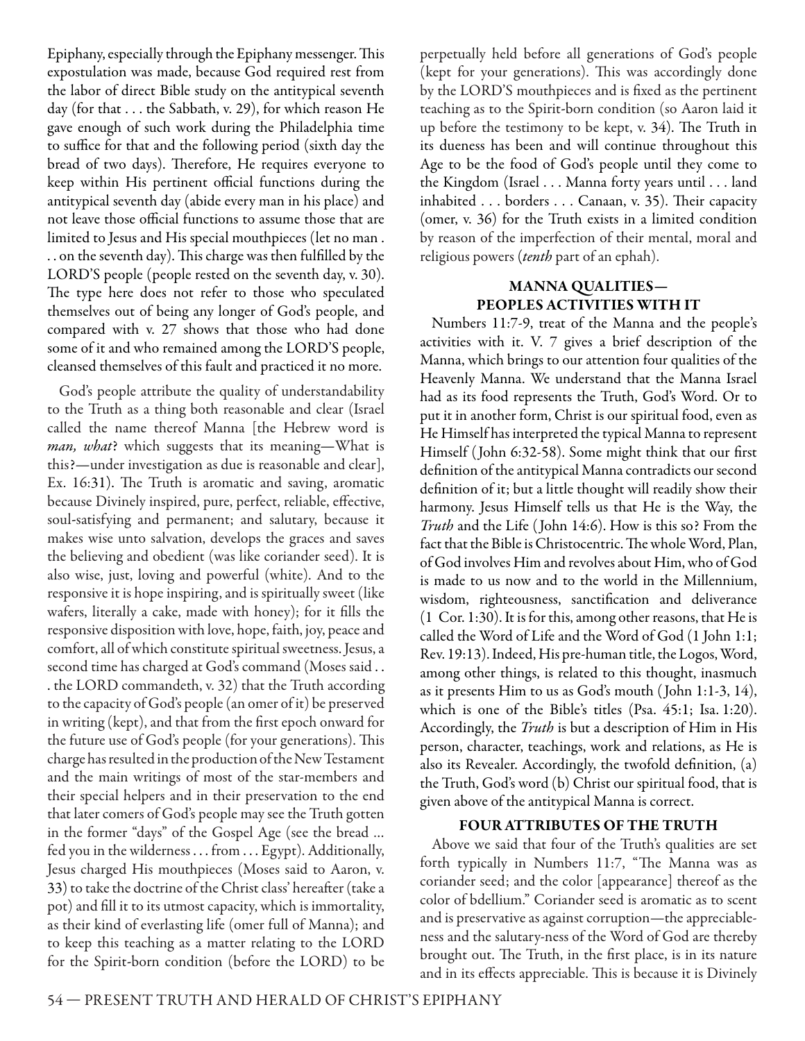Epiphany, especially through the Epiphany messenger. This expostulation was made, because God required rest from the labor of direct Bible study on the antitypical seventh day (for that . . . the Sabbath, v. 29), for which reason He gave enough of such work during the Philadelphia time to suffice for that and the following period (sixth day the bread of two days). Therefore, He requires everyone to keep within His pertinent official functions during the antitypical seventh day (abide every man in his place) and not leave those official functions to assume those that are limited to Jesus and His special mouthpieces (let no man . . . on the seventh day). This charge was then fulfilled by the LORD'S people (people rested on the seventh day, v. 30). The type here does not refer to those who speculated themselves out of being any longer of God's people, and compared with v. 27 shows that those who had done some of it and who remained among the LORD'S people, cleansed themselves of this fault and practiced it no more.

God's people attribute the quality of understandability to the Truth as a thing both reasonable and clear (Israel called the name thereof Manna [the Hebrew word is *man, what*? which suggests that its meaning—What is this?—under investigation as due is reasonable and clear], Ex. 16:31). The Truth is aromatic and saving, aromatic because Divinely inspired, pure, perfect, reliable, effective, soul-satisfying and permanent; and salutary, because it makes wise unto salvation, develops the graces and saves the believing and obedient (was like coriander seed). It is also wise, just, loving and powerful (white). And to the responsive it is hope inspiring, and is spiritually sweet (like wafers, literally a cake, made with honey); for it fills the responsive disposition with love, hope, faith, joy, peace and comfort, all of which constitute spiritual sweetness. Jesus, a second time has charged at God's command (Moses said . . . the LORD commandeth, v. 32) that the Truth according to the capacity of God's people (an omer of it) be preserved in writing (kept), and that from the first epoch onward for the future use of God's people (for your generations). This charge has resulted in the production of the New Testament and the main writings of most of the star-members and their special helpers and in their preservation to the end that later comers of God's people may see the Truth gotten in the former "days" of the Gospel Age (see the bread ... fed you in the wilderness . . . from . . . Egypt). Additionally, Jesus charged His mouthpieces (Moses said to Aaron, v. 33) to take the doctrine of the Christ class' hereafter (take a pot) and fill it to its utmost capacity, which is immortality, as their kind of everlasting life (omer full of Manna); and to keep this teaching as a matter relating to the LORD for the Spirit-born condition (before the LORD) to be perpetually held before all generations of God's people (kept for your generations). This was accordingly done by the LORD'S mouthpieces and is fixed as the pertinent teaching as to the Spirit-born condition (so Aaron laid it up before the testimony to be kept, v. 34). The Truth in its dueness has been and will continue throughout this Age to be the food of God's people until they come to the Kingdom (Israel . . . Manna forty years until . . . land inhabited . . . borders . . . Canaan, v. 35). Their capacity (omer, v. 36) for the Truth exists in a limited condition by reason of the imperfection of their mental, moral and religious powers (*tenth* part of an ephah).

## MANNA QUALITIES— PEOPLES ACTIVITIES WITH IT

Numbers 11:7-9, treat of the Manna and the people's activities with it. V. 7 gives a brief description of the Manna, which brings to our attention four qualities of the Heavenly Manna. We understand that the Manna Israel had as its food represents the Truth, God's Word. Or to put it in another form, Christ is our spiritual food, even as He Himself has interpreted the typical Manna to represent Himself (John 6:32-58). Some might think that our first definition of the antitypical Manna contradicts our second definition of it; but a little thought will readily show their harmony. Jesus Himself tells us that He is the Way, the *Truth* and the Life (John 14:6). How is this so? From the fact that the Bible is Christocentric. The whole Word, Plan, of God involves Him and revolves about Him, who of God is made to us now and to the world in the Millennium, wisdom, righteousness, sanctification and deliverance (1 Cor. 1:30). It is for this, among other reasons, that He is called the Word of Life and the Word of God (1 John 1:1; Rev. 19:13). Indeed, His pre-human title, the Logos, Word, among other things, is related to this thought, inasmuch as it presents Him to us as God's mouth (John 1:1-3, 14), which is one of the Bible's titles (Psa. 45:1; Isa. 1:20). Accordingly, the *Truth* is but a description of Him in His person, character, teachings, work and relations, as He is also its Revealer. Accordingly, the twofold definition, (a) the Truth, God's word (b) Christ our spiritual food, that is given above of the antitypical Manna is correct.

## FOUR ATTRIBUTES OF THE TRUTH

Above we said that four of the Truth's qualities are set forth typically in Numbers 11:7, "The Manna was as coriander seed; and the color [appearance] thereof as the color of bdellium." Coriander seed is aromatic as to scent and is preservative as against corruption—the appreciableness and the salutary-ness of the Word of God are thereby brought out. The Truth, in the first place, is in its nature and in its effects appreciable. This is because it is Divinely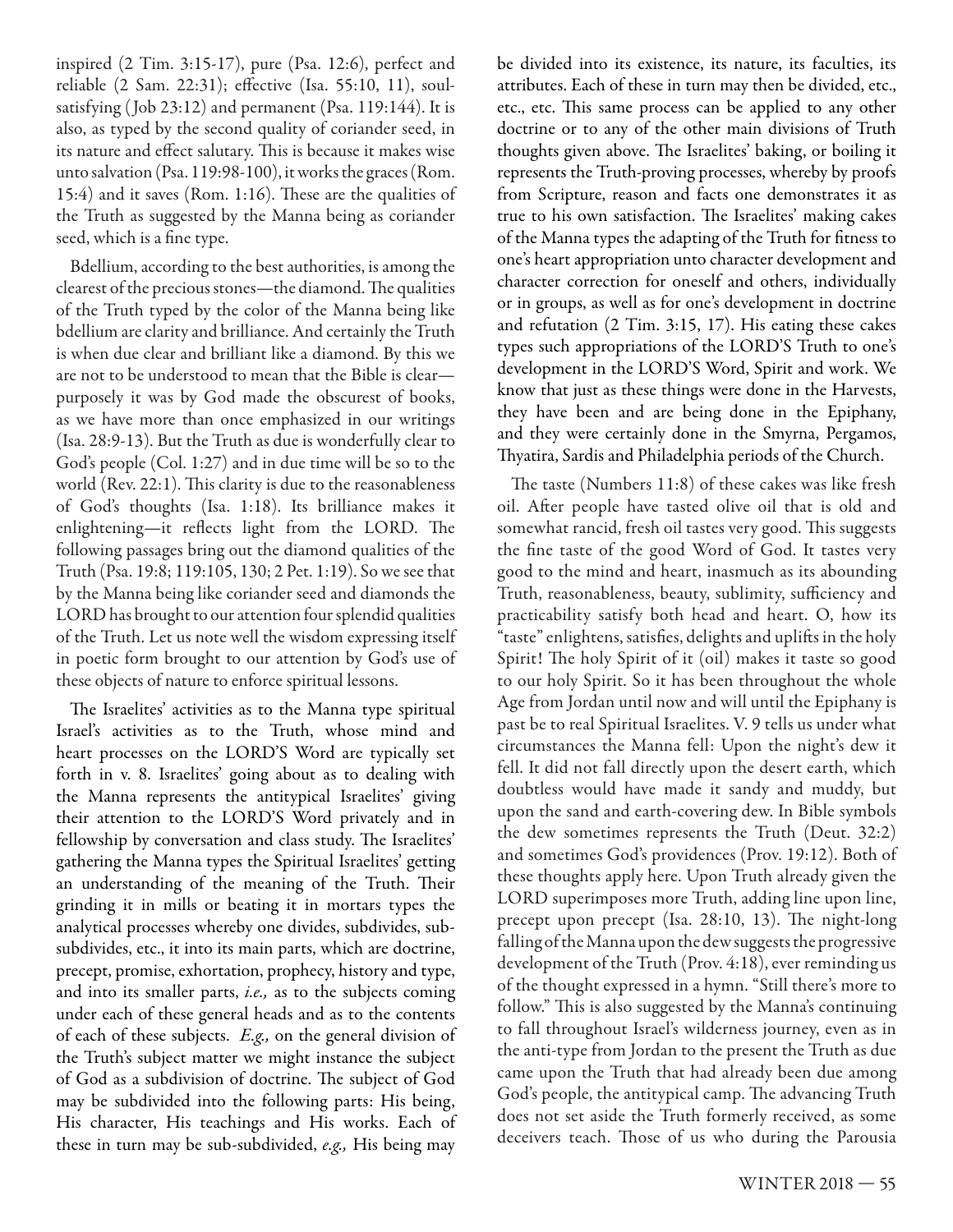inspired (2 Tim. 3:15-17), pure (Psa. 12:6), perfect and reliable (2 Sam. 22:31); effective (Isa. 55:10, 11), soul-satisfying (Job 23:12) and permanent (Psa. 119:144). It is also, as typed by the second quality of coriander seed, in its nature and effect salutary. This is because it makes wise unto salvation (Psa. 119:98-100), it works the graces (Rom. 15:4) and it saves (Rom. 1:16). These are the qualities of the Truth as suggested by the Manna being as coriander seed, which is a fine type.

Bdellium, according to the best authorities, is among the clearest of the precious stones—the diamond. The qualities of the Truth typed by the color of the Manna being like bdellium are clarity and brilliance. And certainly the Truth is when due clear and brilliant like a diamond. By this we are not to be understood to mean that the Bible is clear—purposely it was by God made the obscurest of books, as we have more than once emphasized in our writings (Isa. 28:9-13). But the Truth as due is wonderfully clear to God's people (Col. 1:27) and in due time will be so to the world (Rev. 22:1). This clarity is due to the reasonableness of God's thoughts (Isa. 1:18). Its brilliance makes it enlightening—it reflects light from the LORD. The following passages bring out the diamond qualities of the Truth (Psa. 19:8; 119:105, 130; 2 Pet. 1:19). So we see that by the Manna being like coriander seed and diamonds the LORD has brought to our attention four splendid qualities of the Truth. Let us note well the wisdom expressing itself in poetic form brought to our attention by God's use of these objects of nature to enforce spiritual lessons.

The Israelites' activities as to the Manna type spiritual Israel's activities as to the Truth, whose mind and heart processes on the LORD'S Word are typically set forth in v. 8. Israelites' going about as to dealing with the Manna represents the antitypical Israelites' giving their attention to the LORD'S Word privately and in fellowship by conversation and class study. The Israelites' gathering the Manna types the Spiritual Israelites' getting an understanding of the meaning of the Truth. Their grinding it in mills or beating it in mortars types the analytical processes whereby one divides, subdivides, sub-subdivides, etc., it into its main parts, which are doctrine, precept, promise, exhortation, prophecy, history and type, and into its smaller parts, *i.e.,* as to the subjects coming under each of these general heads and as to the contents of each of these subjects. *E.g.,* on the general division of the Truth's subject matter we might instance the subject of God as a subdivision of doctrine. The subject of God may be subdivided into the following parts: His being, His character, His teachings and His works. Each of these in turn may be sub-subdivided, *e.g.,* His being may be divided into its existence, its nature, its faculties, its attributes. Each of these in turn may then be divided, etc., etc., etc. This same process can be applied to any other doctrine or to any of the other main divisions of Truth thoughts given above. The Israelites' baking, or boiling it represents the Truth-proving processes, whereby by proofs from Scripture, reason and facts one demonstrates it as true to his own satisfaction. The Israelites' making cakes of the Manna types the adapting of the Truth for fitness to one's heart appropriation unto character development and character correction for oneself and others, individually or in groups, as well as for one's development in doctrine and refutation (2 Tim. 3:15, 17). His eating these cakes types such appropriations of the LORD'S Truth to one's development in the LORD'S Word, Spirit and work. We know that just as these things were done in the Harvests, they have been and are being done in the Epiphany, and they were certainly done in the Smyrna, Pergamos, Thyatira, Sardis and Philadelphia periods of the Church.

The taste (Numbers 11:8) of these cakes was like fresh oil. After people have tasted olive oil that is old and somewhat rancid, fresh oil tastes very good. This suggests the fine taste of the good Word of God. It tastes very good to the mind and heart, inasmuch as its abounding Truth, reasonableness, beauty, sublimity, sufficiency and practicability satisfy both head and heart. O, how its "taste" enlightens, satisfies, delights and uplifts in the holy Spirit! The holy Spirit of it (oil) makes it taste so good to our holy Spirit. So it has been throughout the whole Age from Jordan until now and will until the Epiphany is past be to real Spiritual Israelites. V. 9 tells us under what circumstances the Manna fell: Upon the night's dew it fell. It did not fall directly upon the desert earth, which doubtless would have made it sandy and muddy, but upon the sand and earth-covering dew. In Bible symbols the dew sometimes represents the Truth (Deut. 32:2) and sometimes God's providences (Prov. 19:12). Both of these thoughts apply here. Upon Truth already given the LORD superimposes more Truth, adding line upon line, precept upon precept (Isa. 28:10, 13). The night-long falling of the Manna upon the dew suggests the progressive development of the Truth (Prov. 4:18), ever reminding us of the thought expressed in a hymn. "Still there's more to follow." This is also suggested by the Manna's continuing to fall throughout Israel's wilderness journey, even as in the anti-type from Jordan to the present the Truth as due came upon the Truth that had already been due among God's people, the antitypical camp. The advancing Truth does not set aside the Truth formerly received, as some deceivers teach. Those of us who during the Parousia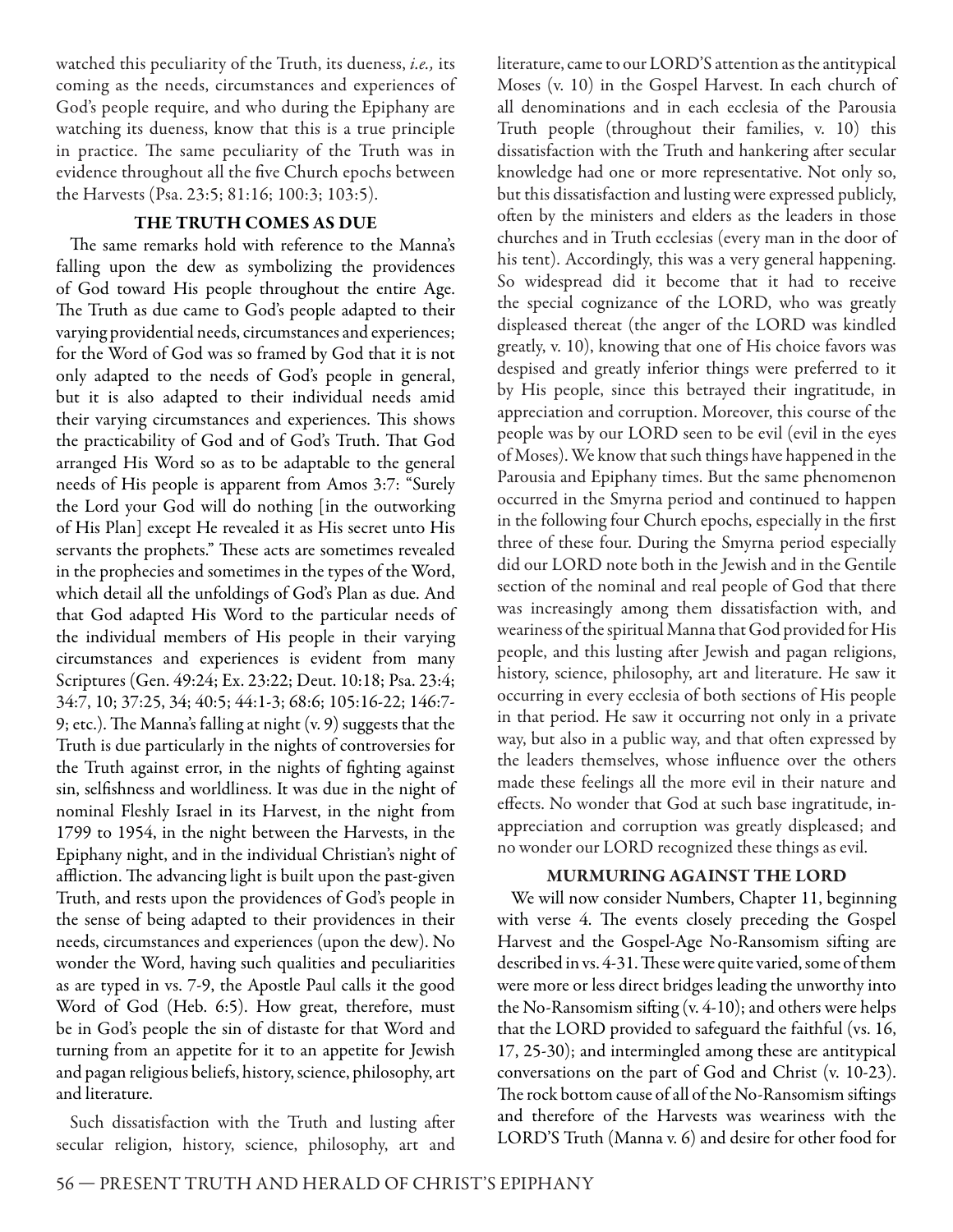watched this peculiarity of the Truth, its dueness, *i.e.,* its coming as the needs, circumstances and experiences of God's people require, and who during the Epiphany are watching its dueness, know that this is a true principle in practice. The same peculiarity of the Truth was in evidence throughout all the five Church epochs between the Harvests (Psa. 23:5; 81:16; 100:3; 103:5).

### THE TRUTH COMES AS DUE

The same remarks hold with reference to the Manna's falling upon the dew as symbolizing the providences of God toward His people throughout the entire Age. The Truth as due came to God's people adapted to their varying providential needs, circumstances and experiences; for the Word of God was so framed by God that it is not only adapted to the needs of God's people in general, but it is also adapted to their individual needs amid their varying circumstances and experiences. This shows the practicability of God and of God's Truth. That God arranged His Word so as to be adaptable to the general needs of His people is apparent from Amos 3:7: "Surely the Lord your God will do nothing [in the outworking of His Plan] except He revealed it as His secret unto His servants the prophets." These acts are sometimes revealed in the prophecies and sometimes in the types of the Word, which detail all the unfoldings of God's Plan as due. And that God adapted His Word to the particular needs of the individual members of His people in their varying circumstances and experiences is evident from many Scriptures (Gen. 49:24; Ex. 23:22; Deut. 10:18; Psa. 23:4; 34:7, 10; 37:25, 34; 40:5; 44:1-3; 68:6; 105:16-22; 146:7-9; etc.). The Manna's falling at night (v. 9) suggests that the Truth is due particularly in the nights of controversies for the Truth against error, in the nights of fighting against sin, selfishness and worldliness. It was due in the night of nominal Fleshly Israel in its Harvest, in the night from 1799 to 1954, in the night between the Harvests, in the Epiphany night, and in the individual Christian's night of affliction. The advancing light is built upon the past-given Truth, and rests upon the providences of God's people in the sense of being adapted to their providences in their needs, circumstances and experiences (upon the dew). No wonder the Word, having such qualities and peculiarities as are typed in vs. 7-9, the Apostle Paul calls it the good Word of God (Heb. 6:5). How great, therefore, must be in God's people the sin of distaste for that Word and turning from an appetite for it to an appetite for Jewish and pagan religious beliefs, history, science, philosophy, art and literature.

Such dissatisfaction with the Truth and lusting after secular religion, history, science, philosophy, art and literature, came to our LORD'S attention as the antitypical Moses (v. 10) in the Gospel Harvest. In each church of all denominations and in each ecclesia of the Parousia Truth people (throughout their families, v. 10) this dissatisfaction with the Truth and hankering after secular knowledge had one or more representative. Not only so, but this dissatisfaction and lusting were expressed publicly, often by the ministers and elders as the leaders in those churches and in Truth ecclesias (every man in the door of his tent). Accordingly, this was a very general happening. So widespread did it become that it had to receive the special cognizance of the LORD, who was greatly displeased thereat (the anger of the LORD was kindled greatly, v. 10), knowing that one of His choice favors was despised and greatly inferior things were preferred to it by His people, since this betrayed their ingratitude, in appreciation and corruption. Moreover, this course of the people was by our LORD seen to be evil (evil in the eyes of Moses). We know that such things have happened in the Parousia and Epiphany times. But the same phenomenon occurred in the Smyrna period and continued to happen in the following four Church epochs, especially in the first three of these four. During the Smyrna period especially did our LORD note both in the Jewish and in the Gentile section of the nominal and real people of God that there was increasingly among them dissatisfaction with, and weariness of the spiritual Manna that God provided for His people, and this lusting after Jewish and pagan religions, history, science, philosophy, art and literature. He saw it occurring in every ecclesia of both sections of His people in that period. He saw it occurring not only in a private way, but also in a public way, and that often expressed by the leaders themselves, whose influence over the others made these feelings all the more evil in their nature and effects. No wonder that God at such base ingratitude, in-appreciation and corruption was greatly displeased; and no wonder our LORD recognized these things as evil.

### MURMURING AGAINST THE LORD

We will now consider Numbers, Chapter 11, beginning with verse 4. The events closely preceding the Gospel Harvest and the Gospel-Age No-Ransomism sifting are described in vs. 4-31. These were quite varied, some of them were more or less direct bridges leading the unworthy into the No-Ransomism sifting (v. 4-10); and others were helps that the LORD provided to safeguard the faithful (vs. 16, 17, 25-30); and intermingled among these are antitypical conversations on the part of God and Christ (v. 10-23). The rock bottom cause of all of the No-Ransomism siftings and therefore of the Harvests was weariness with the LORD'S Truth (Manna v. 6) and desire for other food for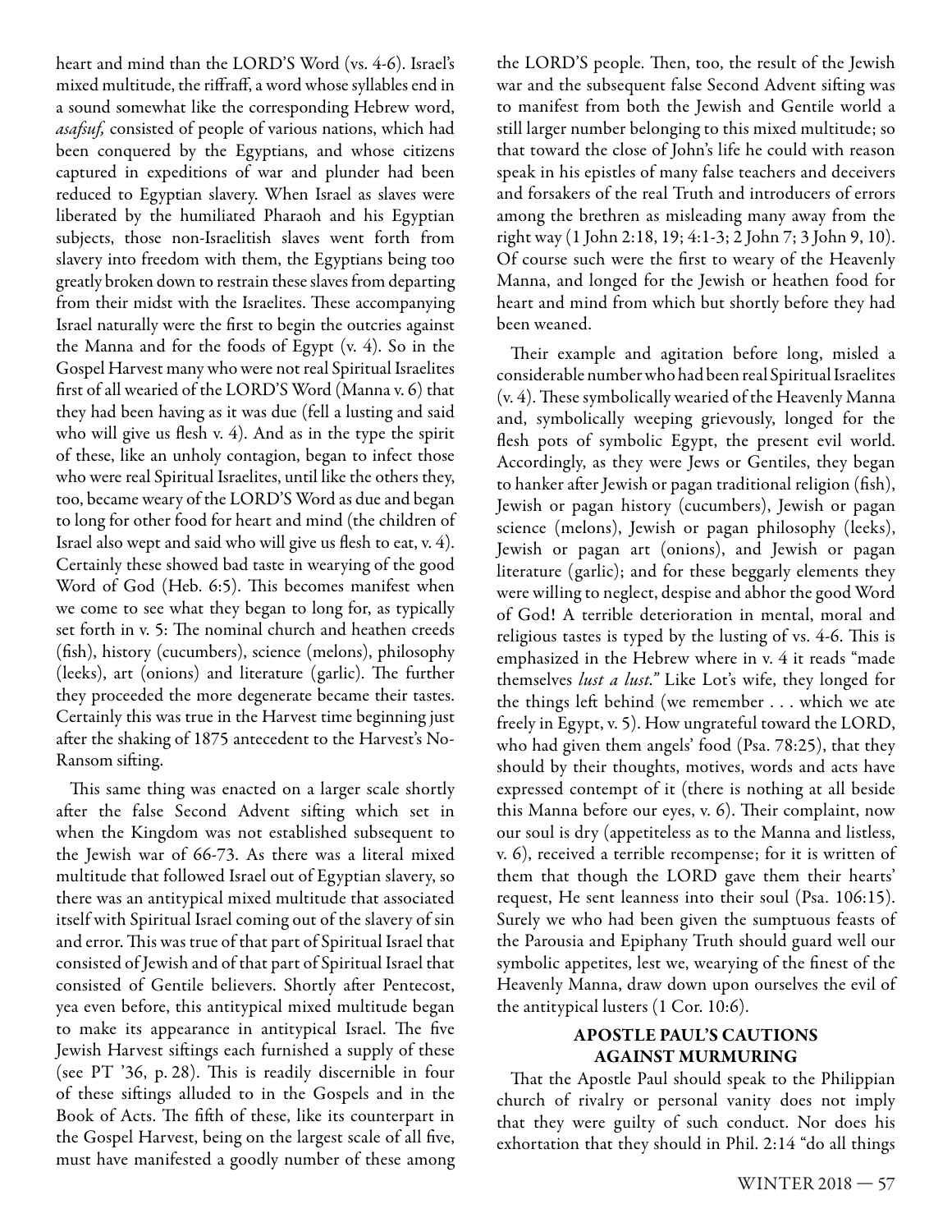heart and mind than the LORD'S Word (vs. 4-6). Israel's mixed multitude, the riffraff, a word whose syllables end in a sound somewhat like the corresponding Hebrew word, *asafsuf,* consisted of people of various nations, which had been conquered by the Egyptians, and whose citizens captured in expeditions of war and plunder had been reduced to Egyptian slavery. When Israel as slaves were liberated by the humiliated Pharaoh and his Egyptian subjects, those non-Israelitish slaves went forth from slavery into freedom with them, the Egyptians being too greatly broken down to restrain these slaves from departing from their midst with the Israelites. These accompanying Israel naturally were the first to begin the outcries against the Manna and for the foods of Egypt (v. 4). So in the Gospel Harvest many who were not real Spiritual Israelites first of all wearied of the LORD'S Word (Manna v. 6) that they had been having as it was due (fell a lusting and said who will give us flesh v. 4). And as in the type the spirit of these, like an unholy contagion, began to infect those who were real Spiritual Israelites, until like the others they, too, became weary of the LORD'S Word as due and began to long for other food for heart and mind (the children of Israel also wept and said who will give us flesh to eat, v. 4). Certainly these showed bad taste in wearying of the good Word of God (Heb. 6:5). This becomes manifest when we come to see what they began to long for, as typically set forth in v. 5: The nominal church and heathen creeds (fish), history (cucumbers), science (melons), philosophy (leeks), art (onions) and literature (garlic). The further they proceeded the more degenerate became their tastes. Certainly this was true in the Harvest time beginning just after the shaking of 1875 antecedent to the Harvest's No-Ransom sifting.

This same thing was enacted on a larger scale shortly after the false Second Advent sifting which set in when the Kingdom was not established subsequent to the Jewish war of 66-73. As there was a literal mixed multitude that followed Israel out of Egyptian slavery, so there was an antitypical mixed multitude that associated itself with Spiritual Israel coming out of the slavery of sin and error. This was true of that part of Spiritual Israel that consisted of Jewish and of that part of Spiritual Israel that consisted of Gentile believers. Shortly after Pentecost, yea even before, this antitypical mixed multitude began to make its appearance in antitypical Israel. The five Jewish Harvest siftings each furnished a supply of these (see PT '36, p. 28). This is readily discernible in four of these siftings alluded to in the Gospels and in the Book of Acts. The fifth of these, like its counterpart in the Gospel Harvest, being on the largest scale of all five, must have manifested a goodly number of these among the LORD'S people. Then, too, the result of the Jewish war and the subsequent false Second Advent sifting was to manifest from both the Jewish and Gentile world a still larger number belonging to this mixed multitude; so that toward the close of John's life he could with reason speak in his epistles of many false teachers and deceivers and forsakers of the real Truth and introducers of errors among the brethren as misleading many away from the right way (1 John 2:18, 19; 4:1-3; 2 John 7; 3 John 9, 10). Of course such were the first to weary of the Heavenly Manna, and longed for the Jewish or heathen food for heart and mind from which but shortly before they had been weaned.

Their example and agitation before long, misled a considerable number who had been real Spiritual Israelites (v. 4). These symbolically wearied of the Heavenly Manna and, symbolically weeping grievously, longed for the flesh pots of symbolic Egypt, the present evil world. Accordingly, as they were Jews or Gentiles, they began to hanker after Jewish or pagan traditional religion (fish), Jewish or pagan history (cucumbers), Jewish or pagan science (melons), Jewish or pagan philosophy (leeks), Jewish or pagan art (onions), and Jewish or pagan literature (garlic); and for these beggarly elements they were willing to neglect, despise and abhor the good Word of God! A terrible deterioration in mental, moral and religious tastes is typed by the lusting of vs. 4-6. This is emphasized in the Hebrew where in v. 4 it reads "made themselves *lust a lust."* Like Lot's wife, they longed for the things left behind (we remember . . . which we ate freely in Egypt, v. 5). How ungrateful toward the LORD, who had given them angels' food (Psa. 78:25), that they should by their thoughts, motives, words and acts have expressed contempt of it (there is nothing at all beside this Manna before our eyes, v. 6). Their complaint, now our soul is dry (appetiteless as to the Manna and listless, v. 6), received a terrible recompense; for it is written of them that though the LORD gave them their hearts' request, He sent leanness into their soul (Psa. 106:15). Surely we who had been given the sumptuous feasts of the Parousia and Epiphany Truth should guard well our symbolic appetites, lest we, wearying of the finest of the Heavenly Manna, draw down upon ourselves the evil of the antitypical lusters (1 Cor. 10:6).

## APOSTLE PAUL'S CAUTIONS AGAINST MURMURING

That the Apostle Paul should speak to the Philippian church of rivalry or personal vanity does not imply that they were guilty of such conduct. Nor does his exhortation that they should in Phil. 2:14 "do all things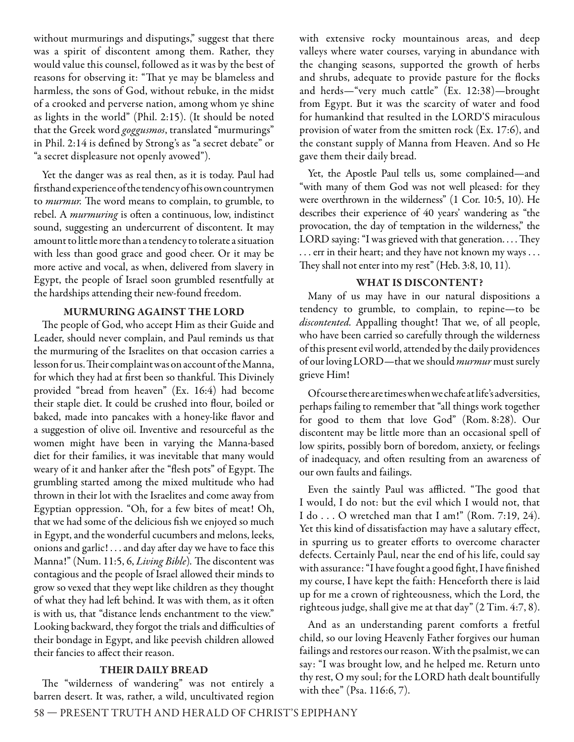without murmurings and disputings," suggest that there was a spirit of discontent among them. Rather, they would value this counsel, followed as it was by the best of reasons for observing it: "That ye may be blameless and harmless, the sons of God, without rebuke, in the midst of a crooked and perverse nation, among whom ye shine as lights in the world" (Phil. 2:15). (It should be noted that the Greek word *goggusmos*, translated "murmurings" in Phil. 2:14 is defined by Strong's as "a secret debate" or "a secret displeasure not openly avowed").

Yet the danger was as real then, as it is today. Paul had firsthand experience of the tendency of his own countrymen to *murmur.* The word means to complain, to grumble, to rebel. A *murmuring* is often a continuous, low, indistinct sound, suggesting an undercurrent of discontent. It may amount to little more than a tendency to tolerate a situation with less than good grace and good cheer. Or it may be more active and vocal, as when, delivered from slavery in Egypt, the people of Israel soon grumbled resentfully at the hardships attending their new-found freedom.

### MURMURING AGAINST THE LORD

The people of God, who accept Him as their Guide and Leader, should never complain, and Paul reminds us that the murmuring of the Israelites on that occasion carries a lesson for us. Their complaint was on account of the Manna, for which they had at first been so thankful. This Divinely provided "bread from heaven" (Ex. 16:4) had become their staple diet. It could be crushed into flour, boiled or baked, made into pancakes with a honey-like flavor and a suggestion of olive oil. Inventive and resourceful as the women might have been in varying the Manna-based diet for their families, it was inevitable that many would weary of it and hanker after the "flesh pots" of Egypt. The grumbling started among the mixed multitude who had thrown in their lot with the Israelites and come away from Egyptian oppression. "Oh, for a few bites of meat! Oh, that we had some of the delicious fish we enjoyed so much in Egypt, and the wonderful cucumbers and melons, leeks, onions and garlic! . . . and day after day we have to face this Manna!" (Num. 11:5, 6, *Living Bible*). The discontent was contagious and the people of Israel allowed their minds to grow so vexed that they wept like children as they thought of what they had left behind. It was with them, as it often is with us, that "distance lends enchantment to the view." Looking backward, they forgot the trials and difficulties of their bondage in Egypt, and like peevish children allowed their fancies to affect their reason.

### THEIR DAILY BREAD

The "wilderness of wandering" was not entirely a barren desert. It was, rather, a wild, uncultivated region with extensive rocky mountainous areas, and deep valleys where water courses, varying in abundance with the changing seasons, supported the growth of herbs and shrubs, adequate to provide pasture for the flocks and herds—"very much cattle" (Ex. 12:38)—brought from Egypt. But it was the scarcity of water and food for humankind that resulted in the LORD'S miraculous provision of water from the smitten rock (Ex. 17:6), and the constant supply of Manna from Heaven. And so He gave them their daily bread.

Yet, the Apostle Paul tells us, some complained—and "with many of them God was not well pleased: for they were overthrown in the wilderness" (1 Cor. 10:5, 10). He describes their experience of 40 years' wandering as "the provocation, the day of temptation in the wilderness," the LORD saying: "I was grieved with that generation. . . . They . . . err in their heart; and they have not known my ways . . . They shall not enter into my rest" (Heb. 3:8, 10, 11).

### WHAT IS DISCONTENT?

Many of us may have in our natural dispositions a tendency to grumble, to complain, to repine—to be *discontented.* Appalling thought! That we, of all people, who have been carried so carefully through the wilderness of this present evil world, attended by the daily providences of our loving LORD—that we should *murmur* must surely grieve Him!

Of course there are times when we chafe at life's adversities, perhaps failing to remember that "all things work together for good to them that love God" (Rom. 8:28). Our discontent may be little more than an occasional spell of low spirits, possibly born of boredom, anxiety, or feelings of inadequacy, and often resulting from an awareness of our own faults and failings.

Even the saintly Paul was afflicted. "The good that I would, I do not: but the evil which I would not, that I do . . . O wretched man that I am!" (Rom. 7:19, 24). Yet this kind of dissatisfaction may have a salutary effect, in spurring us to greater efforts to overcome character defects. Certainly Paul, near the end of his life, could say with assurance: "I have fought a good fight, I have finished my course, I have kept the faith: Henceforth there is laid up for me a crown of righteousness, which the Lord, the righteous judge, shall give me at that day" (2 Tim. 4:7, 8).

And as an understanding parent comforts a fretful child, so our loving Heavenly Father forgives our human failings and restores our reason. With the psalmist, we can say: "I was brought low, and he helped me. Return unto thy rest, O my soul; for the LORD hath dealt bountifully with thee" (Psa. 116:6, 7).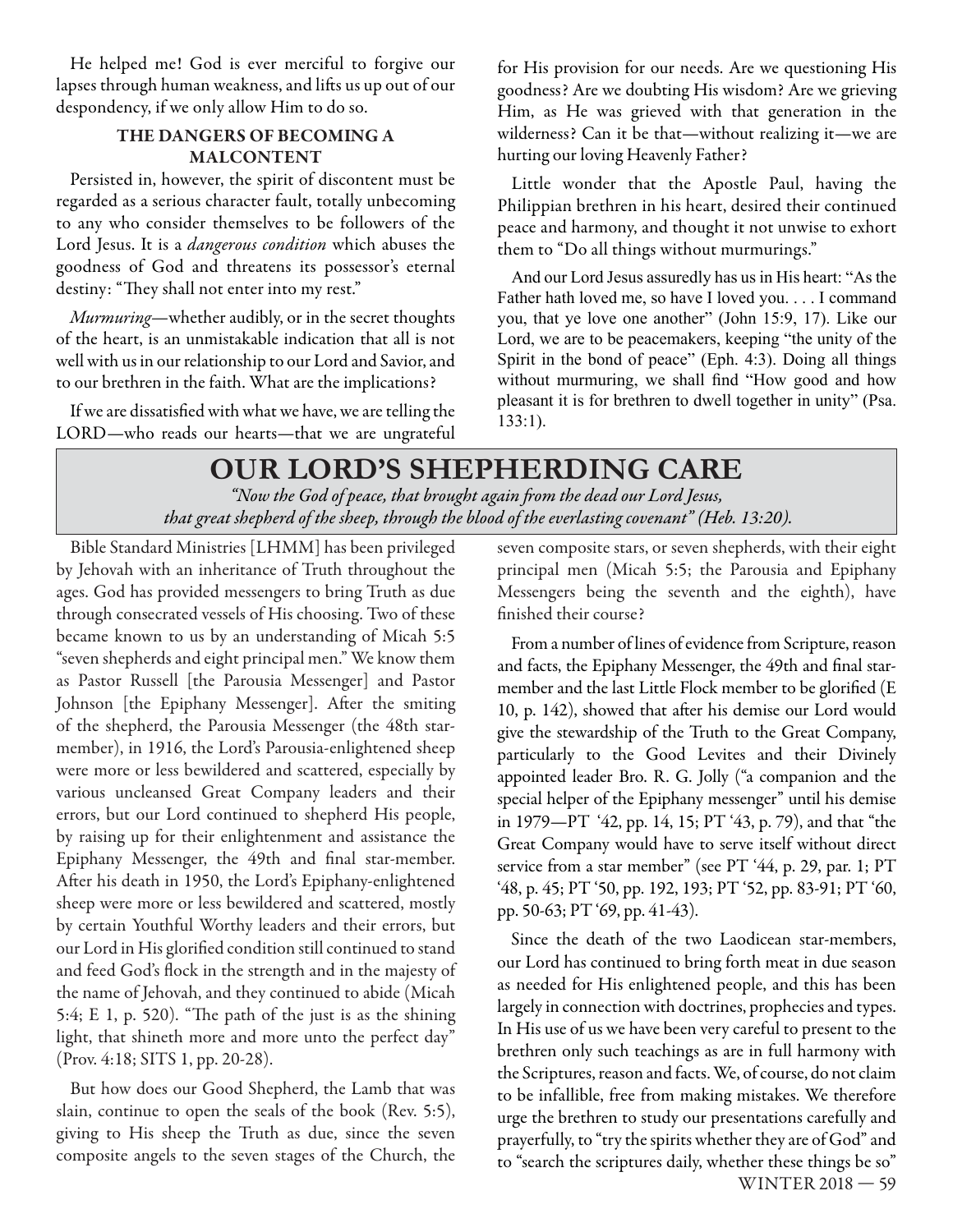He helped me! God is ever merciful to forgive our lapses through human weakness, and lifts us up out of our despondency, if we only allow Him to do so.

### THE DANGERS OF BECOMING A MALCONTENT

Persisted in, however, the spirit of discontent must be regarded as a serious character fault, totally unbecoming to any who consider themselves to be followers of the Lord Jesus. It is a *dangerous condition* which abuses the goodness of God and threatens its possessor's eternal destiny: "They shall not enter into my rest."

*Murmuring*—whether audibly, or in the secret thoughts of the heart, is an unmistakable indication that all is not well with us in our relationship to our Lord and Savior, and to our brethren in the faith. What are the implications?

If we are dissatisfied with what we have, we are telling the LORD—who reads our hearts—that we are ungrateful for His provision for our needs. Are we questioning His goodness? Are we doubting His wisdom? Are we grieving Him, as He was grieved with that generation in the wilderness? Can it be that—without realizing it—we are hurting our loving Heavenly Father?

Little wonder that the Apostle Paul, having the Philippian brethren in his heart, desired their continued peace and harmony, and thought it not unwise to exhort them to "Do all things without murmurings."

And our Lord Jesus assuredly has us in His heart: "As the Father hath loved me, so have I loved you. . . . I command you, that ye love one another" (John 15:9, 17). Like our Lord, we are to be peacemakers, keeping "the unity of the Spirit in the bond of peace" (Eph. 4:3). Doing all things without murmuring, we shall find "How good and how pleasant it is for brethren to dwell together in unity" (Psa. 133:1).

## OUR LORD'S SHEPHERDING CARE

*"Now the God of peace, that brought again from the dead our Lord Jesus, that great shepherd of the sheep, through the blood of the everlasting covenant" (Heb. 13:20).*

Bible Standard Ministries [LHMM] has been privileged by Jehovah with an inheritance of Truth throughout the ages. God has provided messengers to bring Truth as due through consecrated vessels of His choosing. Two of these became known to us by an understanding of Micah 5:5 "seven shepherds and eight principal men." We know them as Pastor Russell [the Parousia Messenger] and Pastor Johnson [the Epiphany Messenger]. After the smiting of the shepherd, the Parousia Messenger (the 48th star-member), in 1916, the Lord's Parousia-enlightened sheep were more or less bewildered and scattered, especially by various uncleansed Great Company leaders and their errors, but our Lord continued to shepherd His people, by raising up for their enlightenment and assistance the Epiphany Messenger, the 49th and final star-member. After his death in 1950, the Lord's Epiphany-enlightened sheep were more or less bewildered and scattered, mostly by certain Youthful Worthy leaders and their errors, but our Lord in His glorified condition still continued to stand and feed God's flock in the strength and in the majesty of the name of Jehovah, and they continued to abide (Micah 5:4; E 1, p. 520). "The path of the just is as the shining light, that shineth more and more unto the perfect day" (Prov. 4:18; SITS 1, pp. 20-28).

But how does our Good Shepherd, the Lamb that was slain, continue to open the seals of the book (Rev. 5:5), giving to His sheep the Truth as due, since the seven composite angels to the seven stages of the Church, the seven composite stars, or seven shepherds, with their eight principal men (Micah 5:5; the Parousia and Epiphany Messengers being the seventh and the eighth), have finished their course?

From a number of lines of evidence from Scripture, reason and facts, the Epiphany Messenger, the 49th and final star-member and the last Little Flock member to be glorified (E 10, p. 142), showed that after his demise our Lord would give the stewardship of the Truth to the Great Company, particularly to the Good Levites and their Divinely appointed leader Bro. R. G. Jolly ("a companion and the special helper of the Epiphany messenger" until his demise in 1979—PT '42, pp. 14, 15; PT '43, p. 79), and that "the Great Company would have to serve itself without direct service from a star member" (see PT '44, p. 29, par. 1; PT '48, p. 45; PT '50, pp. 192, 193; PT '52, pp. 83-91; PT '60, pp. 50-63; PT '69, pp. 41-43).

Since the death of the two Laodicean star-members, our Lord has continued to bring forth meat in due season as needed for His enlightened people, and this has been largely in connection with doctrines, prophecies and types. In His use of us we have been very careful to present to the brethren only such teachings as are in full harmony with the Scriptures, reason and facts. We, of course, do not claim to be infallible, free from making mistakes. We therefore urge the brethren to study our presentations carefully and prayerfully, to "try the spirits whether they are of God" and to "search the scriptures daily, whether these things be so"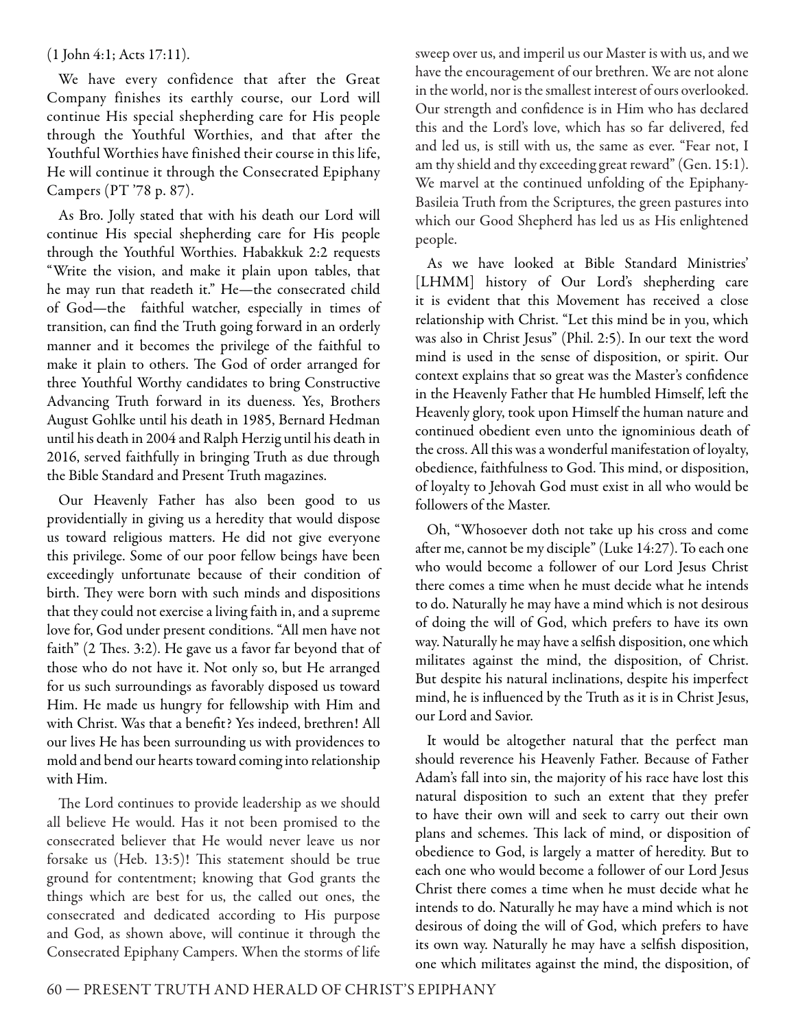(1 John 4:1; Acts 17:11).

We have every confidence that after the Great Company finishes its earthly course, our Lord will continue His special shepherding care for His people through the Youthful Worthies, and that after the Youthful Worthies have finished their course in this life, He will continue it through the Consecrated Epiphany Campers (PT '78 p. 87).

As Bro. Jolly stated that with his death our Lord will continue His special shepherding care for His people through the Youthful Worthies. Habakkuk 2:2 requests "Write the vision, and make it plain upon tables, that he may run that readeth it." He—the consecrated child of God—the faithful watcher, especially in times of transition, can find the Truth going forward in an orderly manner and it becomes the privilege of the faithful to make it plain to others. The God of order arranged for three Youthful Worthy candidates to bring Constructive Advancing Truth forward in its dueness. Yes, Brothers August Gohlke until his death in 1985, Bernard Hedman until his death in 2004 and Ralph Herzig until his death in 2016, served faithfully in bringing Truth as due through the Bible Standard and Present Truth magazines.

Our Heavenly Father has also been good to us providentially in giving us a heredity that would dispose us toward religious matters. He did not give everyone this privilege. Some of our poor fellow beings have been exceedingly unfortunate because of their condition of birth. They were born with such minds and dispositions that they could not exercise a living faith in, and a supreme love for, God under present conditions. "All men have not faith" (2 Thes. 3:2). He gave us a favor far beyond that of those who do not have it. Not only so, but He arranged for us such surroundings as favorably disposed us toward Him. He made us hungry for fellowship with Him and with Christ. Was that a benefit? Yes indeed, brethren! All our lives He has been surrounding us with providences to mold and bend our hearts toward coming into relationship with Him.

The Lord continues to provide leadership as we should all believe He would. Has it not been promised to the consecrated believer that He would never leave us nor forsake us (Heb. 13:5)! This statement should be true ground for contentment; knowing that God grants the things which are best for us, the called out ones, the consecrated and dedicated according to His purpose and God, as shown above, will continue it through the Consecrated Epiphany Campers. When the storms of life sweep over us, and imperil us our Master is with us, and we have the encouragement of our brethren. We are not alone in the world, nor is the smallest interest of ours overlooked. Our strength and confidence is in Him who has declared this and the Lord's love, which has so far delivered, fed and led us, is still with us, the same as ever. "Fear not, I am thy shield and thy exceeding great reward" (Gen. 15:1). We marvel at the continued unfolding of the Epiphany-Basileia Truth from the Scriptures, the green pastures into which our Good Shepherd has led us as His enlightened people.

As we have looked at Bible Standard Ministries' [LHMM] history of Our Lord's shepherding care it is evident that this Movement has received a close relationship with Christ. "Let this mind be in you, which was also in Christ Jesus" (Phil. 2:5). In our text the word mind is used in the sense of disposition, or spirit. Our context explains that so great was the Master's confidence in the Heavenly Father that He humbled Himself, left the Heavenly glory, took upon Himself the human nature and continued obedient even unto the ignominious death of the cross. All this was a wonderful manifestation of loyalty, obedience, faithfulness to God. This mind, or disposition, of loyalty to Jehovah God must exist in all who would be followers of the Master.

Oh, "Whosoever doth not take up his cross and come after me, cannot be my disciple" (Luke 14:27). To each one who would become a follower of our Lord Jesus Christ there comes a time when he must decide what he intends to do. Naturally he may have a mind which is not desirous of doing the will of God, which prefers to have its own way. Naturally he may have a selfish disposition, one which militates against the mind, the disposition, of Christ. But despite his natural inclinations, despite his imperfect mind, he is influenced by the Truth as it is in Christ Jesus, our Lord and Savior.

It would be altogether natural that the perfect man should reverence his Heavenly Father. Because of Father Adam's fall into sin, the majority of his race have lost this natural disposition to such an extent that they prefer to have their own will and seek to carry out their own plans and schemes. This lack of mind, or disposition of obedience to God, is largely a matter of heredity. But to each one who would be a follower of our Lord Jesus Christ there comes a time when he must decide what he intends to do. Naturally he may have a mind which is not desirous of doing the will of God, which prefers to have its own way. Naturally he may have a selfish disposition, one which militates against the mind, the disposition, of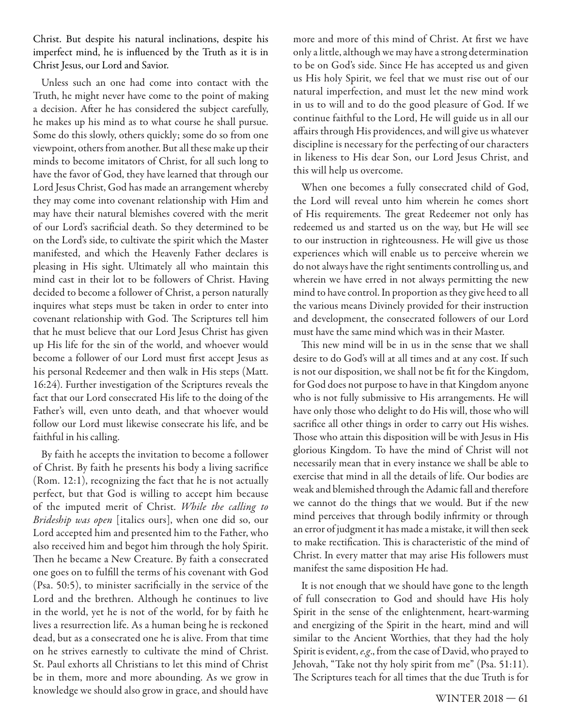Christ. But despite his natural inclinations, despite his imperfect mind, he is influenced by the Truth as it is in Christ Jesus, our Lord and Savior.

Unless such an one had come into contact with the Truth, he might never have come to the point of making a decision. After he has considered the subject carefully, he makes up his mind as to what course he shall pursue. Some do this slowly, others quickly; some do so from one viewpoint, others from another. But all these make up their minds to become imitators of Christ, for all such long to have the favor of God, they have learned that through our Lord Jesus Christ, God has made an arrangement whereby they may come into covenant relationship with Him and may have their natural blemishes covered with the merit of our Lord's sacrificial death. So they determined to be on the Lord's side, to cultivate the spirit which the Master manifested, and which the Heavenly Father declares is pleasing in His sight. Ultimately all who maintain this mind cast in their lot to be followers of Christ. Having decided to become a follower of Christ, a person naturally inquires what steps must be taken in order to enter into covenant relationship with God. The Scriptures tell him that he must believe that our Lord Jesus Christ has given up His life for the sin of the world, and whoever would become a follower of our Lord must first accept Jesus as his personal Redeemer and then walk in His steps (Matt. 16:24). Further investigation of the Scriptures reveals the fact that our Lord consecrated His life to the doing of the Father's will, even unto death, and that whoever would follow our Lord must likewise consecrate his life, and be faithful in his calling.

By faith he accepts the invitation to become a follower of Christ. By faith he presents his body a living sacrifice (Rom. 12:1), recognizing the fact that he is not actually perfect, but that God is willing to accept him because of the imputed merit of Christ. *While the calling to Brideship was open* [italics ours], when one did so, our Lord accepted him and presented him to the Father, who also received him and begot him through the holy Spirit. Then he became a New Creature. By faith a consecrated one goes on to fulfill the terms of his covenant with God (Psa. 50:5), to minister sacrificially in the service of the Lord and the brethren. Although he continues to live in the world, yet he is not of the world, for by faith he lives a resurrection life. As a human being he is reckoned dead, but as a consecrated one he is alive. From that time on he strives earnestly to cultivate the mind of Christ. St. Paul exhorts all Christians to let this mind of Christ be in them, more and more abounding. As we grow in knowledge we should also grow in grace, and should have more and more of this mind of Christ. At first we have only a little, although we may have a strong determination to be on God's side. Since He has accepted us and given us His holy Spirit, we feel that we must rise out of our natural imperfection, and must let the new mind work in us to will and to do the good pleasure of God. If we continue faithful to the Lord, He will guide us in all our affairs through His providences, and will give us whatever discipline is necessary for the perfecting of our characters in likeness to His dear Son, our Lord Jesus Christ, and this will help us overcome.

When one becomes a fully consecrated child of God, the Lord will reveal unto him wherein he comes short of His requirements. The great Redeemer not only has redeemed us and started us on the way, but He will see to our instruction in righteousness. He will give us those experiences which will enable us to perceive wherein we do not always have the right sentiments controlling us, and wherein we have erred in not always permitting the new mind to have control. In proportion as they give heed to all the various means Divinely provided for their instruction and development, the consecrated followers of our Lord must have the same mind which was in their Master.

This new mind will be in us in the sense that we shall desire to do God's will at all times and at any cost. If such is not our disposition, we shall not be fit for the Kingdom, for God does not purpose to have in that Kingdom anyone who is not fully submissive to His arrangements. He will have only those who delight to do His will, those who will sacrifice all other things in order to carry out His wishes. Those who attain this disposition will be with Jesus in His glorious Kingdom. To have the mind of Christ will not necessarily mean that in every instance we shall be able to exercise that mind in all the details of life. Our bodies are weak and blemished through the Adamic fall and therefore we cannot do the things that we would. But if the new mind perceives that through bodily infirmity or through an error of judgment it has made a mistake, it will then seek to make rectification. This is characteristic of the mind of Christ. In every matter that may arise His followers must manifest the same disposition He had.

It is not enough that we should have gone to the length of full consecration to God and should have His holy Spirit in the sense of the enlightenment, heart-warming and energizing of the Spirit in the heart, mind and will similar to the Ancient Worthies, that they had the holy Spirit is evident, *e.g*., from the case of David, who prayed to Jehovah, "Take not thy holy spirit from me" (Psa. 51:11). The Scriptures teach for all times that the due Truth is for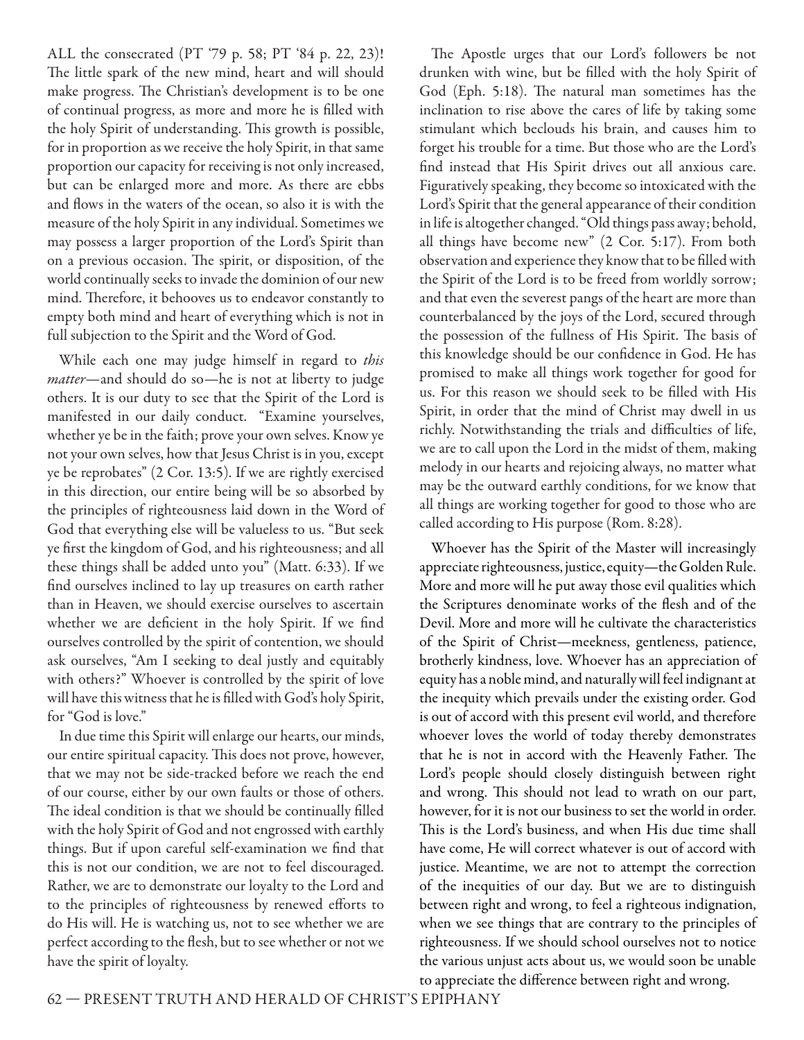ALL the consecrated (PT '79 p. 58; PT '84 p. 22, 23)! The little spark of the new mind, heart and will should make progress. The Christian's development is to be one of continual progress, as more and more he is filled with the holy Spirit of understanding. This growth is possible, for in proportion as we receive the holy Spirit, in that same proportion our capacity for receiving is not only increased, but can be enlarged more and more. As there are ebbs and flows in the waters of the ocean, so also it is with the measure of the holy Spirit in any individual. Sometimes we may possess a larger proportion of the Lord's Spirit than on a previous occasion. The spirit, or disposition, of the world continually seeks to invade the dominion of our new mind. Therefore, it behooves us to endeavor constantly to empty both mind and heart of everything which is not in full subjection to the Spirit and the Word of God.

While each one may judge himself in regard to *this matter*—and should do so—he is not at liberty to judge others. It is our duty to see that the Spirit of the Lord is manifested in our daily conduct. "Examine yourselves, whether ye be in the faith; prove your own selves. Know ye not your own selves, how that Jesus Christ is in you, except ye be reprobates" (2 Cor. 13:5). If we are rightly exercised in this direction, our entire being will be so absorbed by the principles of righteousness laid down in the Word of God that everything else will be valueless to us. "But seek ye first the kingdom of God, and his righteousness; and all these things shall be added unto you" (Matt. 6:33). If we find ourselves inclined to lay up treasures on earth rather than in Heaven, we should exercise ourselves to ascertain whether we are deficient in the holy Spirit. If we find ourselves controlled by the spirit of contention, we should ask ourselves, "Am I seeking to deal justly and equitably with others?" Whoever is controlled by the spirit of love will have this witness that he is filled with God's holy Spirit, for "God is love."

In due time this Spirit will enlarge our hearts, our minds, our entire spiritual capacity. This does not prove, however, that we may not be side-tracked before we reach the end of our course, either by our own faults or those of others. The ideal condition is that we should be continually filled with the holy Spirit of God and not engrossed with earthly things. But if upon careful self-examination we find that this is not our condition, we are not to feel discouraged. Rather, we are to demonstrate our loyalty to the Lord and to the principles of righteousness by renewed efforts to do His will. He is watching us, not to see whether we are perfect according to the flesh, but to see whether or not we have the spirit of loyalty.

The Apostle urges that our Lord's followers be not drunken with wine, but be filled with the holy Spirit of God (Eph. 5:18). The natural man sometimes has the inclination to rise above the cares of life by taking some stimulant which beclouds his brain, and causes him to forget his trouble for a time. But those who are the Lord's find instead that His Spirit drives out all anxious care. Figuratively speaking, they become so intoxicated with the Lord's Spirit that the general appearance of their condition in life is altogether changed. "Old things pass away; behold, all things have become new" (2 Cor. 5:17). From both observation and experience they know that to be filled with the Spirit of the Lord is to be freed from worldly sorrow; and that even the severest pangs of the heart are more than counterbalanced by the joys of the Lord, secured through the possession of the fullness of His Spirit. The basis of this knowledge should be our confidence in God. He has promised to make all things work together for good for us. For this reason we should seek to be filled with His Spirit, in order that the mind of Christ may dwell in us richly. Notwithstanding the trials and difficulties of life, we are to call upon the Lord in the midst of them, making melody in our hearts and rejoicing always, no matter what may be the outward earthly conditions, for we know that all things are working together for good to those who are called according to His purpose (Rom. 8:28).

Whoever has the Spirit of the Master will increasingly appreciate righteousness, justice, equity—the Golden Rule. More and more will he put away those evil qualities which the Scriptures denominate works of the flesh and of the Devil. More and more will he cultivate the characteristics of the Spirit of Christ—meekness, gentleness, patience, brotherly kindness, love. Whoever has an appreciation of equity has a noble mind, and naturally will feel indignant at the inequity which prevails under the existing order. God is out of accord with this present evil world, and therefore whoever loves the world of today thereby demonstrates that he is not in accord with the Heavenly Father. The Lord's people should closely distinguish between right and wrong. This should not lead to wrath on our part, however, for it is not our business to set the world in order. This is the Lord's business, and when His due time shall have come, He will correct whatever is out of accord with justice. Meantime, we are not to attempt the correction of the inequities of our day. But we are to distinguish between right and wrong, to feel a righteous indignation, when we see things that are contrary to the principles of righteousness. If we should school ourselves not to notice the various unjust acts about us, we would soon be unable to appreciate the difference between right and wrong.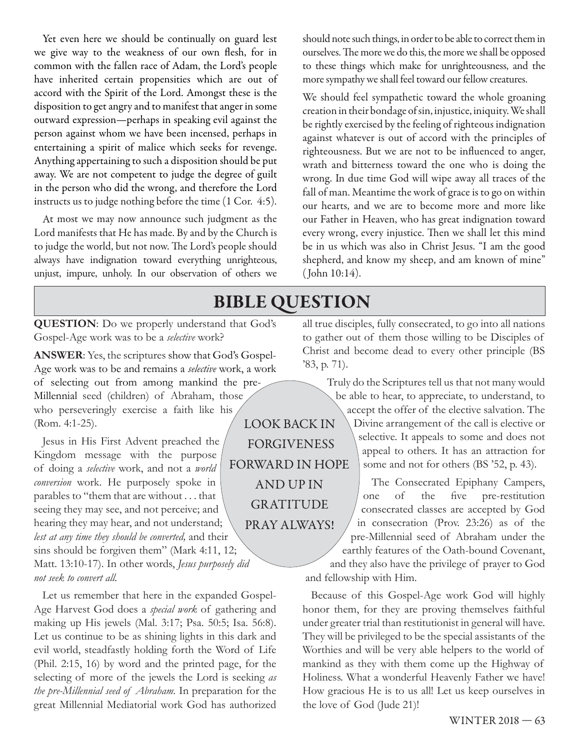Yet even here we should be continually on guard lest we give way to the weakness of our own flesh, for in common with the fallen race of Adam, the Lord's people have inherited certain propensities which are out of accord with the Spirit of the Lord. Amongst these is the disposition to get angry and to manifest that anger in some outward expression—perhaps in speaking evil against the person against whom we have been incensed, perhaps in entertaining a spirit of malice which seeks for revenge. Anything appertaining to such a disposition should be put away. We are not competent to judge the degree of guilt in the person who did the wrong, and therefore the Lord instructs us to judge nothing before the time (1 Cor. 4:5).

At most we may now announce such judgment as the Lord manifests that He has made. By and by the Church is to judge the world, but not now. The Lord's people should always have indignation toward everything unrighteous, unjust, impure, unholy. In our observation of others we should note such things, in order to be able to correct them in ourselves. The more we do this, the more we shall be opposed to these things which make for unrighteousness, and the more sympathy we shall feel toward our fellow creatures.

We should feel sympathetic toward the whole groaning creation in their bondage of sin, injustice, iniquity. We shall be rightly exercised by the feeling of righteous indignation against whatever is out of accord with the principles of righteousness. But we are not to be influenced to anger, wrath and bitterness toward the one who is doing the wrong. In due time God will wipe away all traces of the fall of man. Meantime the work of grace is to go on within our hearts, and we are to become more and more like our Father in Heaven, who has great indignation toward every wrong, every injustice. Then we shall let this mind be in us which was also in Christ Jesus. "I am the good shepherd, and know my sheep, and am known of mine" (John 10:14).

# BIBLE QUESTION

**QUESTION**: Do we properly understand that God's Gospel-Age work was to be a *selective* work?

**ANSWER**: Yes, the scriptures show that God's Gospel-Age work was to be and remains a *selective* work, a work of selecting out from among mankind the pre-Millennial seed (children) of Abraham, those who perseveringly exercise a faith like his (Rom. 4:1-25).

Jesus in His First Advent preached the Kingdom message with the purpose of doing a *selective* work, and not a *world conversion* work. He purposely spoke in parables to "them that are without . . . that seeing they may see, and not perceive; and hearing they may hear, and not understand; *lest at any time they should be converted,* and their sins should be forgiven them" (Mark 4:11, 12; Matt. 13:10-17). In other words, *Jesus purposely did not seek to convert all.*

Let us remember that here in the expanded Gospel-Age Harvest God does a *special work* of gathering and making up His jewels (Mal. 3:17; Psa. 50:5; Isa. 56:8). Let us continue to be as shining lights in this dark and evil world, steadfastly holding forth the Word of Life (Phil. 2:15, 16) by word and the printed page, for the selecting of more of the jewels the Lord is seeking *as the pre-Millennial seed of Abraham.* In preparation for the great Millennial Mediatorial work God has authorized all true disciples, fully consecrated, to go into all nations to gather out of them those willing to be Disciples of Christ and become dead to every other principle (BS '83, p. 71).

Truly do the Scriptures tell us that not many would be able to hear, to appreciate, to understand, to accept the offer of the elective salvation. The Divine arrangement of the call is elective or selective. It appeals to some and does not appeal to others. It has an attraction for some and not for others (BS '52, p. 43).

The Consecrated Epiphany Campers, one of the five pre-restitution consecrated classes are accepted by God in consecration (Prov. 23:26) as of the pre-Millennial seed of Abraham under the earthly features of the Oath-bound Covenant, and they also have the privilege of prayer to God and fellowship with Him.

Because of this Gospel-Age work God will highly honor them, for they are proving themselves faithful under greater trial than restitutionist in general will have. They will be privileged to be the special assistants of the Worthies and will be very able helpers to the world of mankind as they with them come up the Highway of Holiness. What a wonderful Heavenly Father we have! How gracious He is to us all! Let us keep ourselves in the love of God (Jude 21)!

LOOK BACK IN FORGIVENESS FORWARD IN HOPE AND UP IN GRATITUDE PRAY ALWAYS!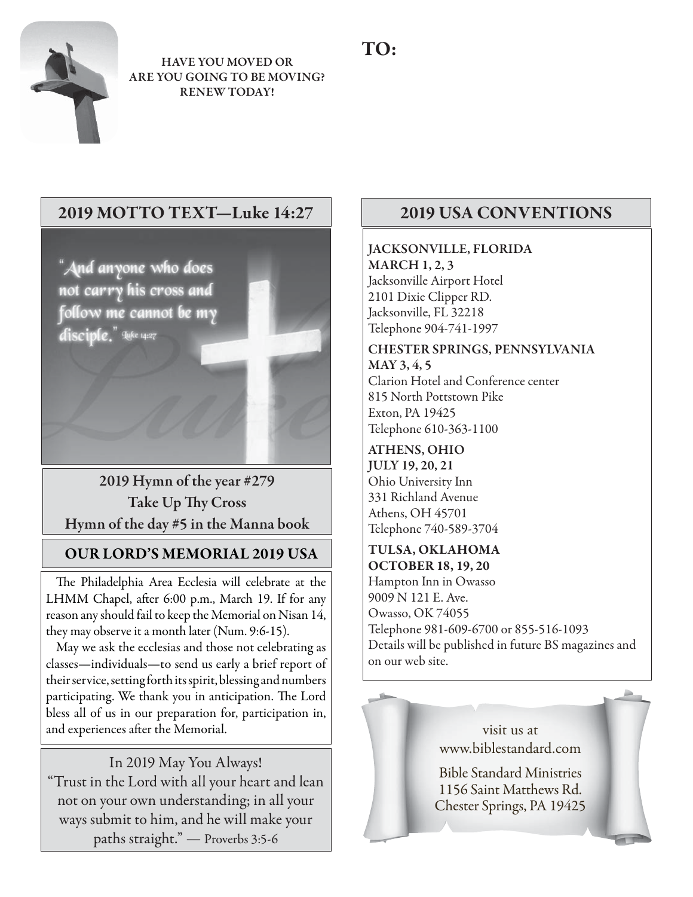HAVE YOU MOVED OR
ARE YOU GOING TO BE MOVING?
RENEW TODAY!

**TO:**

## 2019 MOTTO TEXT—Luke 14:27

"And anyone who does not carry his cross and follow me cannot be my disciple." Luke 14:27

**2019 Hymn of the year #279**
**Take Up Thy Cross**
**Hymn of the day #5 in the Manna book**

## OUR LORD'S MEMORIAL 2019 USA

The Philadelphia Area Ecclesia will celebrate at the LHMM Chapel, after 6:00 p.m., March 19. If for any reason any should fail to keep the Memorial on Nisan 14, they may observe it a month later (Num. 9:6-15).

May we ask the ecclesias and those not celebrating as classes—individuals—to send us early a brief report of their service, setting forth its spirit, blessing and numbers participating. We thank you in anticipation. The Lord bless all of us in our preparation for, participation in, and experiences after the Memorial.

In 2019 May You Always!
"Trust in the Lord with all your heart and lean not on your own understanding; in all your ways submit to him, and he will make your paths straight." — Proverbs 3:5-6

## 2019 USA CONVENTIONS

**JACKSONVILLE, FLORIDA**
**MARCH 1, 2, 3**
Jacksonville Airport Hotel
2101 Dixie Clipper RD.
Jacksonville, FL 32218
Telephone 904-741-1997

**CHESTER SPRINGS, PENNSYLVANIA**
**MAY 3, 4, 5**
Clarion Hotel and Conference center
815 North Pottstown Pike
Exton, PA 19425
Telephone 610-363-1100

**ATHENS, OHIO**
**JULY 19, 20, 21**
Ohio University Inn
331 Richland Avenue
Athens, OH 45701
Telephone 740-589-3704

**TULSA, OKLAHOMA**
**OCTOBER 18, 19, 20**
Hampton Inn in Owasso
9009 N 121 E. Ave.
Owasso, OK 74055
Telephone 981-609-6700 or 855-516-1093
Details will be published in future BS magazines and on our web site.

visit us at
www.biblestandard.com

Bible Standard Ministries
1156 Saint Matthews Rd.
Chester Springs, PA 19425